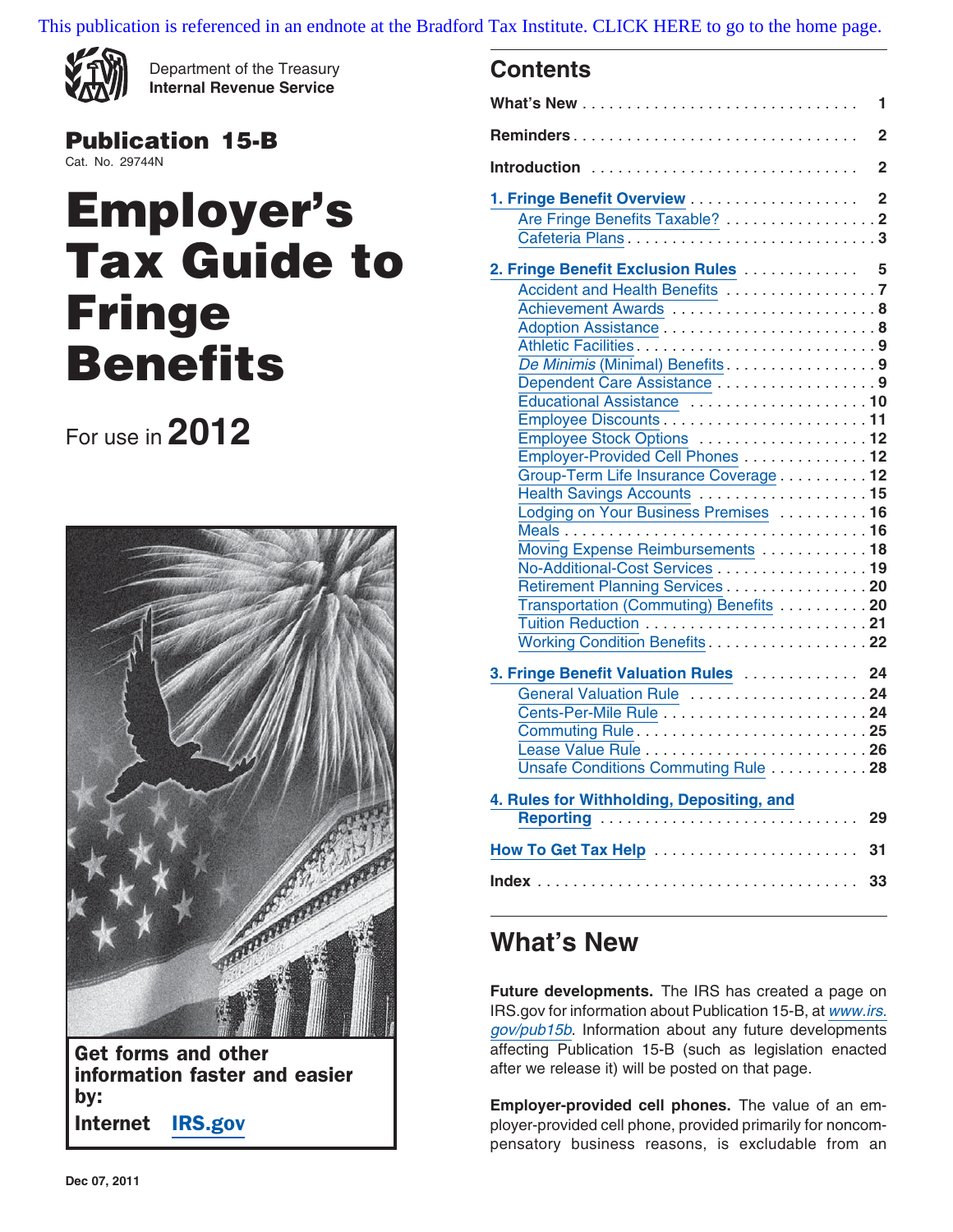This publication is referenced in an endnote at the Bradford Tax Institute. CLICK HERE to go to the home page.

Department of the Treasury
**Internal Revenue Service**

**Publication 15-B**
Cat. No. 29744N

# Employer's Tax Guide to Fringe Benefits

For use in **2012**

**Get forms and other information faster and easier by:**

**Internet** IRS.gov

## Contents

**What's New** . . . . . 1

**Reminders** . . . . . 2

**Introduction** . . . . . 2

**1. Fringe Benefit Overview** . . . . . 2
- Are Fringe Benefits Taxable? . . . . . 2
- Cafeteria Plans . . . . . 3

**2. Fringe Benefit Exclusion Rules** . . . . . 5
- Accident and Health Benefits . . . . . 7
- Achievement Awards . . . . . 8
- Adoption Assistance . . . . . 8
- Athletic Facilities . . . . . 9
- *De Minimis* (Minimal) Benefits . . . . . 9
- Dependent Care Assistance . . . . . 9
- Educational Assistance . . . . . 10
- Employee Discounts . . . . . 11
- Employee Stock Options . . . . . 12
- Employer-Provided Cell Phones . . . . . 12
- Group-Term Life Insurance Coverage . . . . . 12
- Health Savings Accounts . . . . . 15
- Lodging on Your Business Premises . . . . . 16
- Meals . . . . . 16
- Moving Expense Reimbursements . . . . . 18
- No-Additional-Cost Services . . . . . 19
- Retirement Planning Services . . . . . 20
- Transportation (Commuting) Benefits . . . . . 20
- Tuition Reduction . . . . . 21
- Working Condition Benefits . . . . . 22

**3. Fringe Benefit Valuation Rules** . . . . . 24
- General Valuation Rule . . . . . 24
- Cents-Per-Mile Rule . . . . . 24
- Commuting Rule . . . . . 25
- Lease Value Rule . . . . . 26
- Unsafe Conditions Commuting Rule . . . . . 28

**4. Rules for Withholding, Depositing, and Reporting** . . . . . 29

**How To Get Tax Help** . . . . . 31

**Index** . . . . . 33

## What's New

**Future developments.** The IRS has created a page on IRS.gov for information about Publication 15-B, at *www.irs.gov/pub15b*. Information about any future developments affecting Publication 15-B (such as legislation enacted after we release it) will be posted on that page.

**Employer-provided cell phones.** The value of an employer-provided cell phone, provided primarily for noncompensatory business reasons, is excludable from an

Dec 07, 2011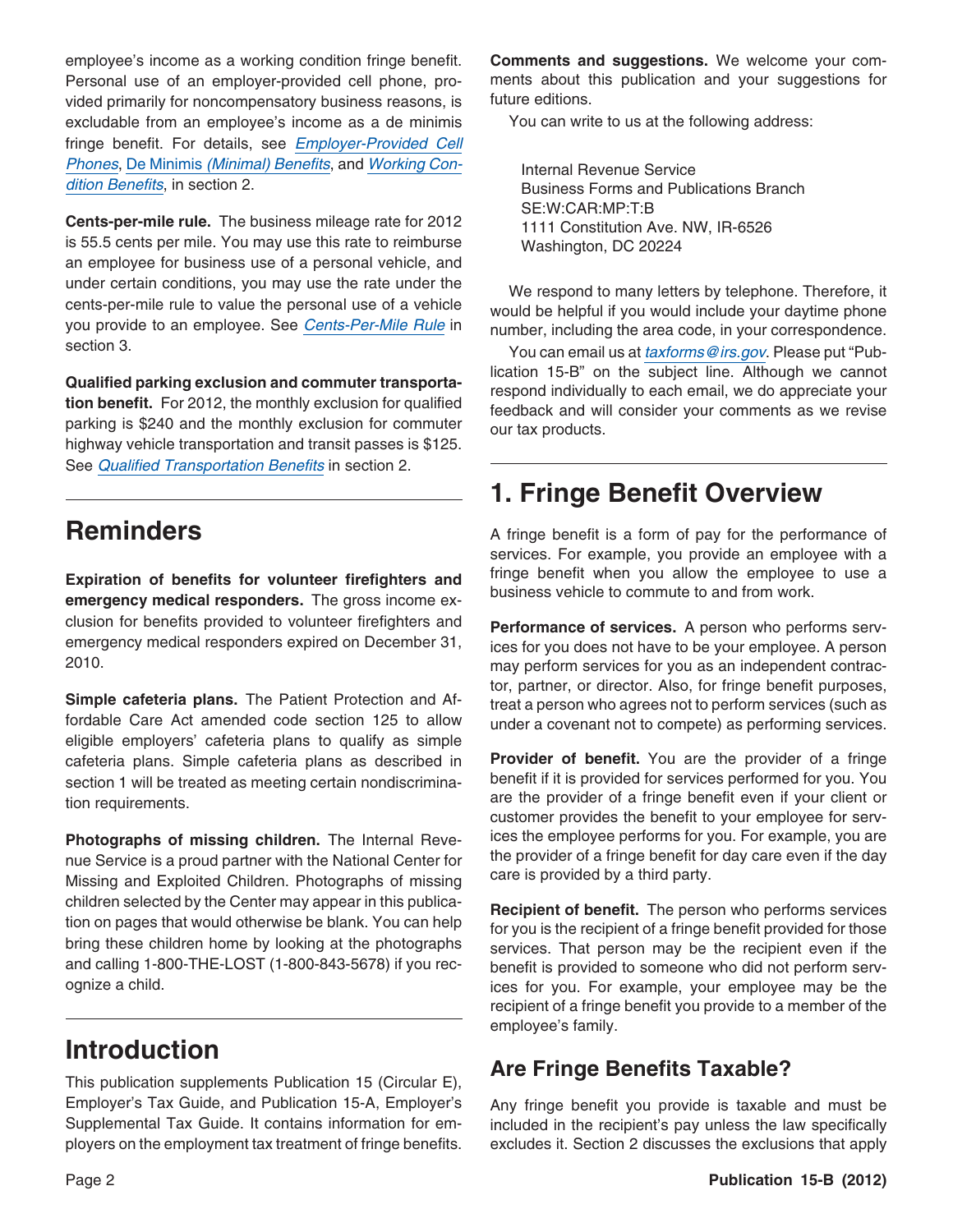employee's income as a working condition fringe benefit. Personal use of an employer-provided cell phone, provided primarily for noncompensatory business reasons, is excludable from an employee's income as a de minimis fringe benefit. For details, see *Employer-Provided Cell Phones*, De Minimis *(Minimal) Benefits*, and *Working Condition Benefits*, in section 2.

**Cents-per-mile rule.** The business mileage rate for 2012 is 55.5 cents per mile. You may use this rate to reimburse an employee for business use of a personal vehicle, and under certain conditions, you may use the rate under the cents-per-mile rule to value the personal use of a vehicle you provide to an employee. See *Cents-Per-Mile Rule* in section 3.

**Qualified parking exclusion and commuter transportation benefit.** For 2012, the monthly exclusion for qualified parking is $240 and the monthly exclusion for commuter highway vehicle transportation and transit passes is $125. See *Qualified Transportation Benefits* in section 2.

# Reminders

**Expiration of benefits for volunteer firefighters and emergency medical responders.** The gross income exclusion for benefits provided to volunteer firefighters and emergency medical responders expired on December 31, 2010.

**Simple cafeteria plans.** The Patient Protection and Affordable Care Act amended code section 125 to allow eligible employers' cafeteria plans to qualify as simple cafeteria plans. Simple cafeteria plans as described in section 1 will be treated as meeting certain nondiscrimination requirements.

**Photographs of missing children.** The Internal Revenue Service is a proud partner with the National Center for Missing and Exploited Children. Photographs of missing children selected by the Center may appear in this publication on pages that would otherwise be blank. You can help bring these children home by looking at the photographs and calling 1-800-THE-LOST (1-800-843-5678) if you recognize a child.

# Introduction

This publication supplements Publication 15 (Circular E), Employer's Tax Guide, and Publication 15-A, Employer's Supplemental Tax Guide. It contains information for employers on the employment tax treatment of fringe benefits.

**Comments and suggestions.** We welcome your comments about this publication and your suggestions for future editions.

You can write to us at the following address:

Internal Revenue Service
Business Forms and Publications Branch
SE:W:CAR:MP:T:B
1111 Constitution Ave. NW, IR-6526
Washington, DC 20224

We respond to many letters by telephone. Therefore, it would be helpful if you would include your daytime phone number, including the area code, in your correspondence.

You can email us at *taxforms@irs.gov*. Please put "Publication 15-B" on the subject line. Although we cannot respond individually to each email, we do appreciate your feedback and will consider your comments as we revise our tax products.

# 1. Fringe Benefit Overview

A fringe benefit is a form of pay for the performance of services. For example, you provide an employee with a fringe benefit when you allow the employee to use a business vehicle to commute to and from work.

**Performance of services.** A person who performs services for you does not have to be your employee. A person may perform services for you as an independent contractor, partner, or director. Also, for fringe benefit purposes, treat a person who agrees not to perform services (such as under a covenant not to compete) as performing services.

**Provider of benefit.** You are the provider of a fringe benefit if it is provided for services performed for you. You are the provider of a fringe benefit even if your client or customer provides the benefit to your employee for services the employee performs for you. For example, you are the provider of a fringe benefit for day care even if the day care is provided by a third party.

**Recipient of benefit.** The person who performs services for you is the recipient of a fringe benefit provided for those services. That person may be the recipient even if the benefit is provided to someone who did not perform services for you. For example, your employee may be the recipient of a fringe benefit you provide to a member of the employee's family.

## Are Fringe Benefits Taxable?

Any fringe benefit you provide is taxable and must be included in the recipient's pay unless the law specifically excludes it. Section 2 discusses the exclusions that apply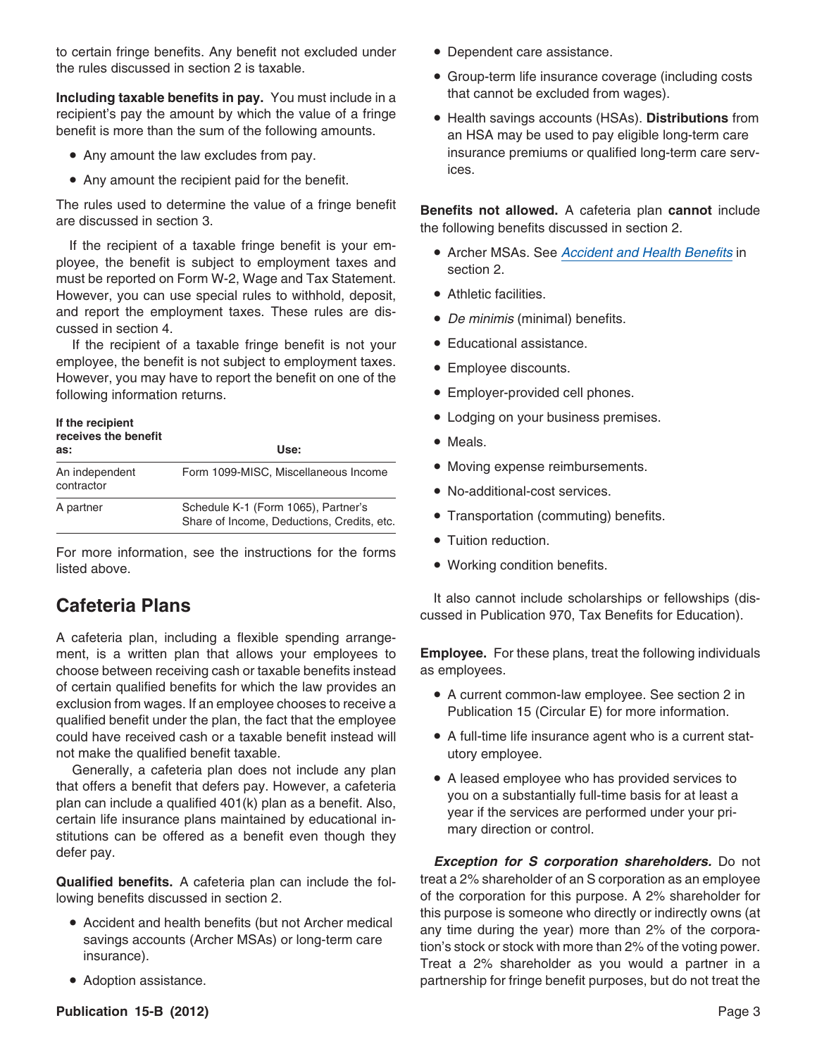to certain fringe benefits. Any benefit not excluded under the rules discussed in section 2 is taxable.

**Including taxable benefits in pay.** You must include in a recipient's pay the amount by which the value of a fringe benefit is more than the sum of the following amounts.

- Any amount the law excludes from pay.
- Any amount the recipient paid for the benefit.

The rules used to determine the value of a fringe benefit are discussed in section 3.

If the recipient of a taxable fringe benefit is your employee, the benefit is subject to employment taxes and must be reported on Form W-2, Wage and Tax Statement. However, you can use special rules to withhold, deposit, and report the employment taxes. These rules are discussed in section 4.

If the recipient of a taxable fringe benefit is not your employee, the benefit is not subject to employment taxes. However, you may have to report the benefit on one of the following information returns.

| If the recipient receives the benefit as: | Use: |
|---|---|
| An independent contractor | Form 1099-MISC, Miscellaneous Income |
| A partner | Schedule K-1 (Form 1065), Partner's Share of Income, Deductions, Credits, etc. |

For more information, see the instructions for the forms listed above.

## Cafeteria Plans

A cafeteria plan, including a flexible spending arrangement, is a written plan that allows your employees to choose between receiving cash or taxable benefits instead of certain qualified benefits for which the law provides an exclusion from wages. If an employee chooses to receive a qualified benefit under the plan, the fact that the employee could have received cash or a taxable benefit instead will not make the qualified benefit taxable.

Generally, a cafeteria plan does not include any plan that offers a benefit that defers pay. However, a cafeteria plan can include a qualified 401(k) plan as a benefit. Also, certain life insurance plans maintained by educational institutions can be offered as a benefit even though they defer pay.

**Qualified benefits.** A cafeteria plan can include the following benefits discussed in section 2.

- Accident and health benefits (but not Archer medical savings accounts (Archer MSAs) or long-term care insurance).
- Adoption assistance.
- Dependent care assistance.
- Group-term life insurance coverage (including costs that cannot be excluded from wages).
- Health savings accounts (HSAs). **Distributions** from an HSA may be used to pay eligible long-term care insurance premiums or qualified long-term care services.

**Benefits not allowed.** A cafeteria plan **cannot** include the following benefits discussed in section 2.

- Archer MSAs. See *Accident and Health Benefits* in section 2.
- Athletic facilities.
- *De minimis* (minimal) benefits.
- Educational assistance.
- Employee discounts.
- Employer-provided cell phones.
- Lodging on your business premises.
- Meals.
- Moving expense reimbursements.
- No-additional-cost services.
- Transportation (commuting) benefits.
- Tuition reduction.
- Working condition benefits.

It also cannot include scholarships or fellowships (discussed in Publication 970, Tax Benefits for Education).

**Employee.** For these plans, treat the following individuals as employees.

- A current common-law employee. See section 2 in Publication 15 (Circular E) for more information.
- A full-time life insurance agent who is a current statutory employee.
- A leased employee who has provided services to you on a substantially full-time basis for at least a year if the services are performed under your primary direction or control.

***Exception for S corporation shareholders.*** Do not treat a 2% shareholder of an S corporation as an employee of the corporation for this purpose. A 2% shareholder for this purpose is someone who directly or indirectly owns (at any time during the year) more than 2% of the corporation's stock or stock with more than 2% of the voting power. Treat a 2% shareholder as you would a partner in a partnership for fringe benefit purposes, but do not treat the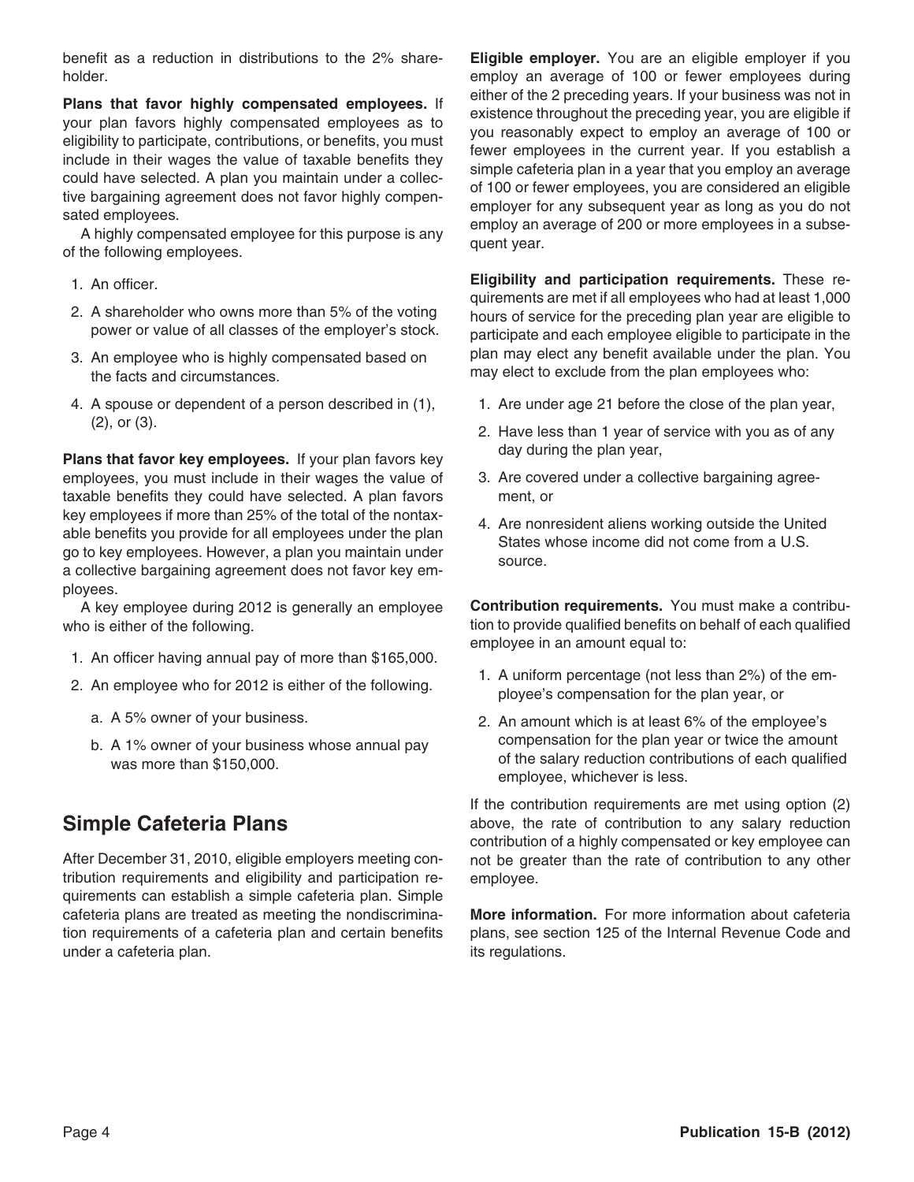benefit as a reduction in distributions to the 2% shareholder.

**Plans that favor highly compensated employees.** If your plan favors highly compensated employees as to eligibility to participate, contributions, or benefits, you must include in their wages the value of taxable benefits they could have selected. A plan you maintain under a collective bargaining agreement does not favor highly compensated employees.

A highly compensated employee for this purpose is any of the following employees.

1. An officer.
2. A shareholder who owns more than 5% of the voting power or value of all classes of the employer's stock.
3. An employee who is highly compensated based on the facts and circumstances.
4. A spouse or dependent of a person described in (1), (2), or (3).

**Plans that favor key employees.** If your plan favors key employees, you must include in their wages the value of taxable benefits they could have selected. A plan favors key employees if more than 25% of the total of the nontaxable benefits you provide for all employees under the plan go to key employees. However, a plan you maintain under a collective bargaining agreement does not favor key employees.

A key employee during 2012 is generally an employee who is either of the following.

1. An officer having annual pay of more than $165,000.
2. An employee who for 2012 is either of the following.
   a. A 5% owner of your business.
   b. A 1% owner of your business whose annual pay was more than $150,000.

## Simple Cafeteria Plans

After December 31, 2010, eligible employers meeting contribution requirements and eligibility and participation requirements can establish a simple cafeteria plan. Simple cafeteria plans are treated as meeting the nondiscrimination requirements of a cafeteria plan and certain benefits under a cafeteria plan.

**Eligible employer.** You are an eligible employer if you employ an average of 100 or fewer employees during either of the 2 preceding years. If your business was not in existence throughout the preceding year, you are eligible if you reasonably expect to employ an average of 100 or fewer employees in the current year. If you establish a simple cafeteria plan in a year that you employ an average of 100 or fewer employees, you are considered an eligible employer for any subsequent year as long as you do not employ an average of 200 or more employees in a subsequent year.

**Eligibility and participation requirements.** These requirements are met if all employees who had at least 1,000 hours of service for the preceding plan year are eligible to participate and each employee eligible to participate in the plan may elect any benefit available under the plan. You may elect to exclude from the plan employees who:

1. Are under age 21 before the close of the plan year,
2. Have less than 1 year of service with you as of any day during the plan year,
3. Are covered under a collective bargaining agreement, or
4. Are nonresident aliens working outside the United States whose income did not come from a U.S. source.

**Contribution requirements.** You must make a contribution to provide qualified benefits on behalf of each qualified employee in an amount equal to:

1. A uniform percentage (not less than 2%) of the employee's compensation for the plan year, or
2. An amount which is at least 6% of the employee's compensation for the plan year or twice the amount of the salary reduction contributions of each qualified employee, whichever is less.

If the contribution requirements are met using option (2) above, the rate of contribution to any salary reduction contribution of a highly compensated or key employee can not be greater than the rate of contribution to any other employee.

**More information.** For more information about cafeteria plans, see section 125 of the Internal Revenue Code and its regulations.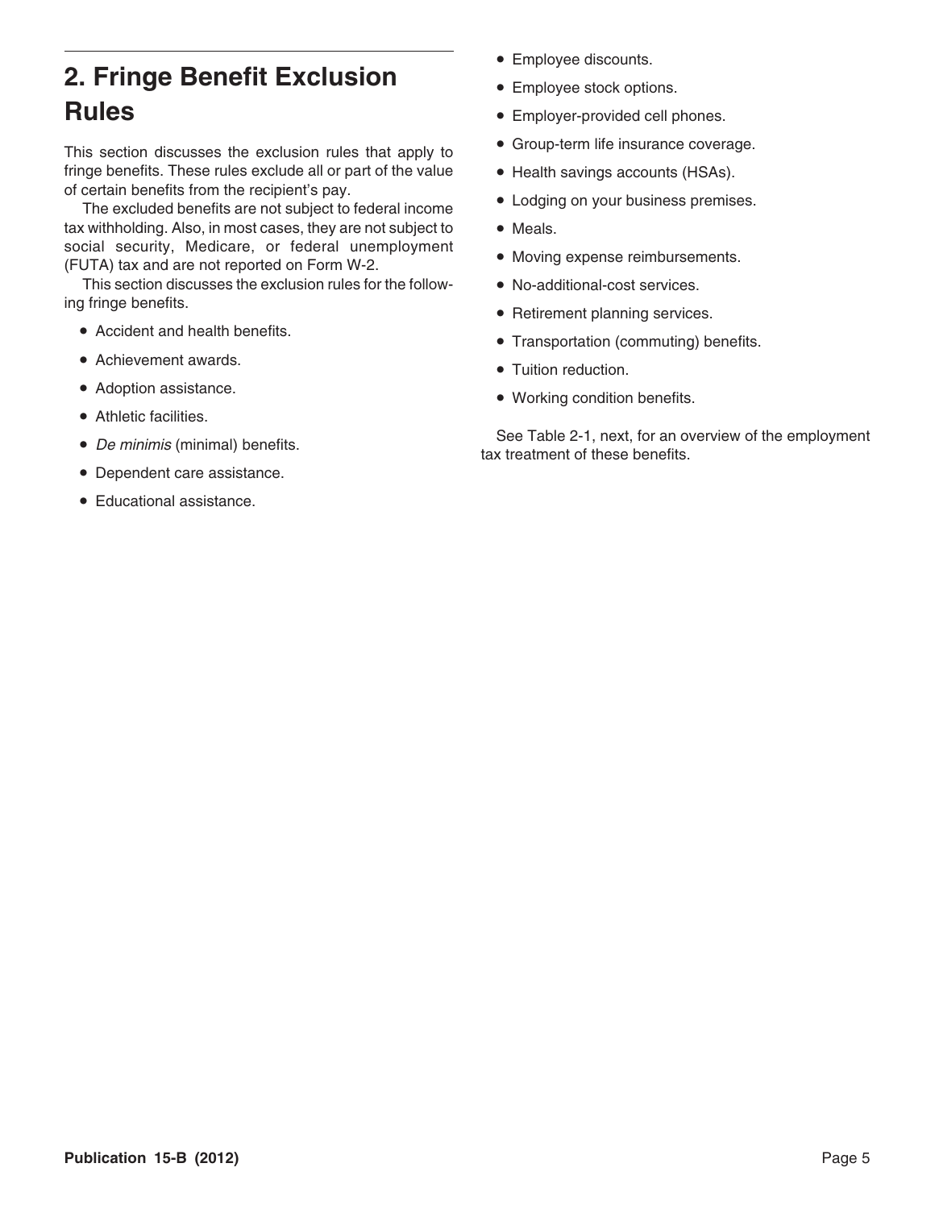## 2. Fringe Benefit Exclusion Rules

This section discusses the exclusion rules that apply to fringe benefits. These rules exclude all or part of the value of certain benefits from the recipient's pay.

The excluded benefits are not subject to federal income tax withholding. Also, in most cases, they are not subject to social security, Medicare, or federal unemployment (FUTA) tax and are not reported on Form W-2.

This section discusses the exclusion rules for the following fringe benefits.

- Accident and health benefits.
- Achievement awards.
- Adoption assistance.
- Athletic facilities.
- *De minimis* (minimal) benefits.
- Dependent care assistance.
- Educational assistance.
- Employee discounts.
- Employee stock options.
- Employer-provided cell phones.
- Group-term life insurance coverage.
- Health savings accounts (HSAs).
- Lodging on your business premises.
- Meals.
- Moving expense reimbursements.
- No-additional-cost services.
- Retirement planning services.
- Transportation (commuting) benefits.
- Tuition reduction.
- Working condition benefits.

See Table 2-1, next, for an overview of the employment tax treatment of these benefits.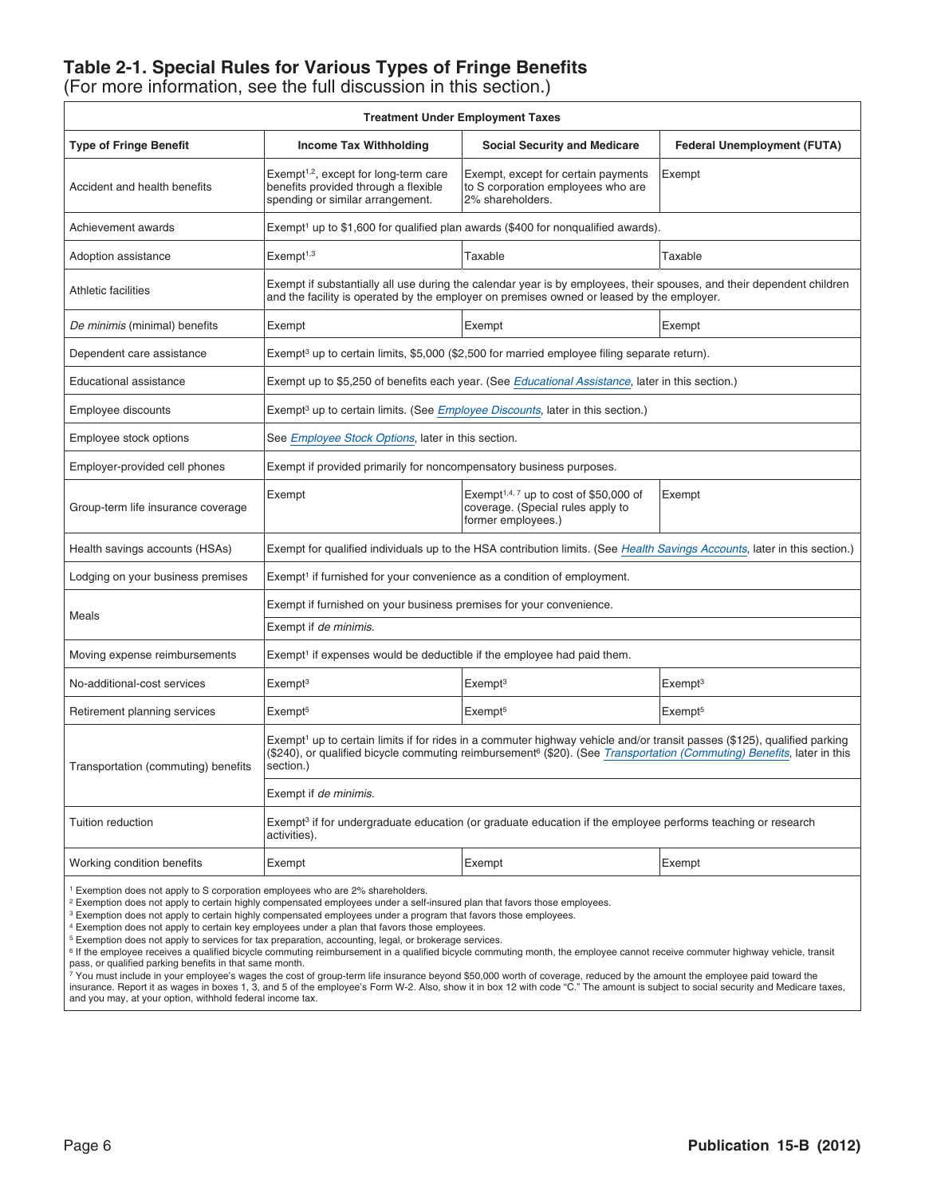## Table 2-1. Special Rules for Various Types of Fringe Benefits

(For more information, see the full discussion in this section.)

| Type of Fringe Benefit | Treatment Under Employment Taxes | | |
|---|---|---|---|
| | **Income Tax Withholding** | **Social Security and Medicare** | **Federal Unemployment (FUTA)** |
| Accident and health benefits | Exempt[1,2], except for long-term care benefits provided through a flexible spending or similar arrangement. | Exempt, except for certain payments to S corporation employees who are 2% shareholders. | Exempt |
| Achievement awards | Exempt[1] up to $1,600 for qualified plan awards ($400 for nonqualified awards). | | |
| Adoption assistance | Exempt[1,3] | Taxable | Taxable |
| Athletic facilities | Exempt if substantially all use during the calendar year is by employees, their spouses, and their dependent children and the facility is operated by the employer on premises owned or leased by the employer. | | |
| *De minimis* (minimal) benefits | Exempt | Exempt | Exempt |
| Dependent care assistance | Exempt[3] up to certain limits, $5,000 ($2,500 for married employee filing separate return). | | |
| Educational assistance | Exempt up to $5,250 of benefits each year. (See *Educational Assistance*, later in this section.) | | |
| Employee discounts | Exempt[3] up to certain limits. (See *Employee Discounts*, later in this section.) | | |
| Employee stock options | See *Employee Stock Options*, later in this section. | | |
| Employer-provided cell phones | Exempt if provided primarily for noncompensatory business purposes. | | |
| Group-term life insurance coverage | Exempt | Exempt[1,4,7] up to cost of $50,000 of coverage. (Special rules apply to former employees.) | Exempt |
| Health savings accounts (HSAs) | Exempt for qualified individuals up to the HSA contribution limits. (See *Health Savings Accounts*, later in this section.) | | |
| Lodging on your business premises | Exempt[1] if furnished for your convenience as a condition of employment. | | |
| Meals | Exempt if furnished on your business premises for your convenience. | | |
| | Exempt if *de minimis*. | | |
| Moving expense reimbursements | Exempt[1] if expenses would be deductible if the employee had paid them. | | |
| No-additional-cost services | Exempt[3] | Exempt[3] | Exempt[3] |
| Retirement planning services | Exempt[5] | Exempt[5] | Exempt[5] |
| Transportation (commuting) benefits | Exempt[1] up to certain limits if for rides in a commuter highway vehicle and/or transit passes ($125), qualified parking ($240), or qualified bicycle commuting reimbursement[6] ($20). (See *Transportation (Commuting) Benefits*, later in this section.) | | |
| | Exempt if *de minimis*. | | |
| Tuition reduction | Exempt[3] if for undergraduate education (or graduate education if the employee performs teaching or research activities). | | |
| Working condition benefits | Exempt | Exempt | Exempt |

[1] Exemption does not apply to S corporation employees who are 2% shareholders.
[2] Exemption does not apply to certain highly compensated employees under a self-insured plan that favors those employees.
[3] Exemption does not apply to certain highly compensated employees under a program that favors those employees.
[4] Exemption does not apply to certain key employees under a plan that favors those employees.
[5] Exemption does not apply to services for tax preparation, accounting, legal, or brokerage services.
[6] If the employee receives a qualified bicycle commuting reimbursement in a qualified bicycle commuting month, the employee cannot receive commuter highway vehicle, transit pass, or qualified parking benefits in that same month.
[7] You must include in your employee's wages the cost of group-term life insurance beyond $50,000 worth of coverage, reduced by the amount the employee paid toward the insurance. Report it as wages in boxes 1, 3, and 5 of the employee's Form W-2. Also, show it in box 12 with code "C." The amount is subject to social security and Medicare taxes, and you may, at your option, withhold federal income tax.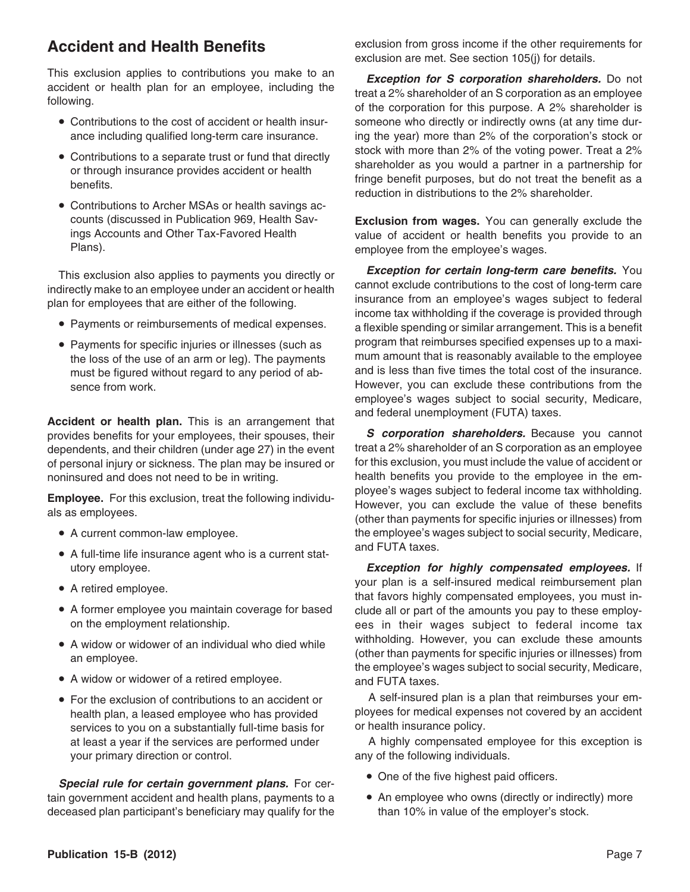## Accident and Health Benefits

This exclusion applies to contributions you make to an accident or health plan for an employee, including the following.

- Contributions to the cost of accident or health insurance including qualified long-term care insurance.
- Contributions to a separate trust or fund that directly or through insurance provides accident or health benefits.
- Contributions to Archer MSAs or health savings accounts (discussed in Publication 969, Health Savings Accounts and Other Tax-Favored Health Plans).

This exclusion also applies to payments you directly or indirectly make to an employee under an accident or health plan for employees that are either of the following.

- Payments or reimbursements of medical expenses.
- Payments for specific injuries or illnesses (such as the loss of the use of an arm or leg). The payments must be figured without regard to any period of absence from work.

**Accident or health plan.** This is an arrangement that provides benefits for your employees, their spouses, their dependents, and their children (under age 27) in the event of personal injury or sickness. The plan may be insured or noninsured and does not need to be in writing.

**Employee.** For this exclusion, treat the following individuals as employees.

- A current common-law employee.
- A full-time life insurance agent who is a current statutory employee.
- A retired employee.
- A former employee you maintain coverage for based on the employment relationship.
- A widow or widower of an individual who died while an employee.
- A widow or widower of a retired employee.
- For the exclusion of contributions to an accident or health plan, a leased employee who has provided services to you on a substantially full-time basis for at least a year if the services are performed under your primary direction or control.

***Special rule for certain government plans.*** For certain government accident and health plans, payments to a deceased plan participant's beneficiary may qualify for the exclusion from gross income if the other requirements for exclusion are met. See section 105(j) for details.

***Exception for S corporation shareholders.*** Do not treat a 2% shareholder of an S corporation as an employee of the corporation for this purpose. A 2% shareholder is someone who directly or indirectly owns (at any time during the year) more than 2% of the corporation's stock or stock with more than 2% of the voting power. Treat a 2% shareholder as you would a partner in a partnership for fringe benefit purposes, but do not treat the benefit as a reduction in distributions to the 2% shareholder.

**Exclusion from wages.** You can generally exclude the value of accident or health benefits you provide to an employee from the employee's wages.

***Exception for certain long-term care benefits.*** You cannot exclude contributions to the cost of long-term care insurance from an employee's wages subject to federal income tax withholding if the coverage is provided through a flexible spending or similar arrangement. This is a benefit program that reimburses specified expenses up to a maximum amount that is reasonably available to the employee and is less than five times the total cost of the insurance. However, you can exclude these contributions from the employee's wages subject to social security, Medicare, and federal unemployment (FUTA) taxes.

***S corporation shareholders.*** Because you cannot treat a 2% shareholder of an S corporation as an employee for this exclusion, you must include the value of accident or health benefits you provide to the employee in the employee's wages subject to federal income tax withholding. However, you can exclude the value of these benefits (other than payments for specific injuries or illnesses) from the employee's wages subject to social security, Medicare, and FUTA taxes.

***Exception for highly compensated employees.*** If your plan is a self-insured medical reimbursement plan that favors highly compensated employees, you must include all or part of the amounts you pay to these employees in their wages subject to federal income tax withholding. However, you can exclude these amounts (other than payments for specific injuries or illnesses) from the employee's wages subject to social security, Medicare, and FUTA taxes.

A self-insured plan is a plan that reimburses your employees for medical expenses not covered by an accident or health insurance policy.

A highly compensated employee for this exception is any of the following individuals.

- One of the five highest paid officers.
- An employee who owns (directly or indirectly) more than 10% in value of the employer's stock.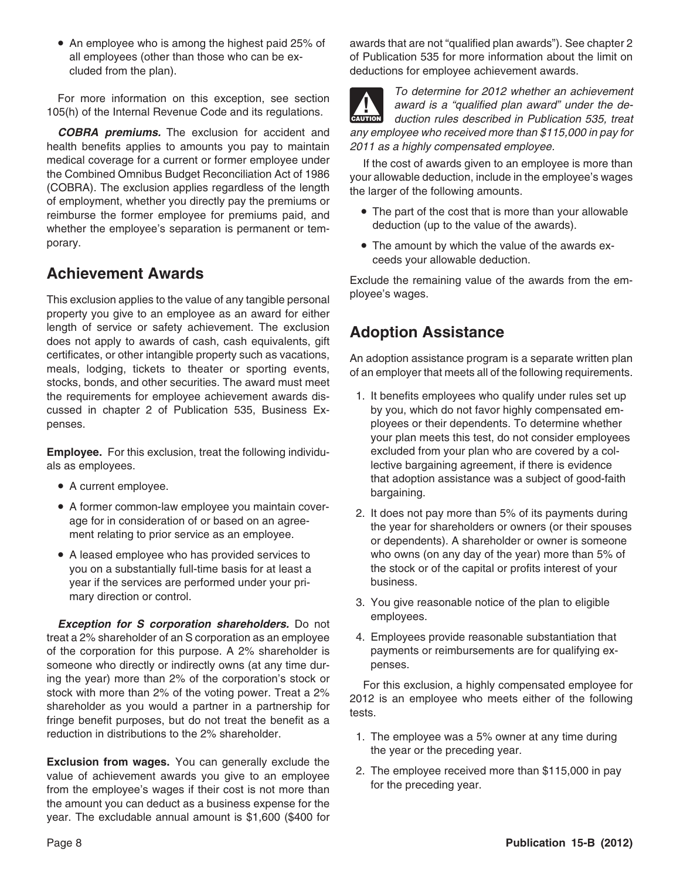- An employee who is among the highest paid 25% of all employees (other than those who can be excluded from the plan).

For more information on this exception, see section 105(h) of the Internal Revenue Code and its regulations.

***COBRA premiums.*** The exclusion for accident and health benefits applies to amounts you pay to maintain medical coverage for a current or former employee under the Combined Omnibus Budget Reconciliation Act of 1986 (COBRA). The exclusion applies regardless of the length of employment, whether you directly pay the premiums or reimburse the former employee for premiums paid, and whether the employee's separation is permanent or temporary.

## Achievement Awards

This exclusion applies to the value of any tangible personal property you give to an employee as an award for either length of service or safety achievement. The exclusion does not apply to awards of cash, cash equivalents, gift certificates, or other intangible property such as vacations, meals, lodging, tickets to theater or sporting events, stocks, bonds, and other securities. The award must meet the requirements for employee achievement awards discussed in chapter 2 of Publication 535, Business Expenses.

**Employee.** For this exclusion, treat the following individuals as employees.

- A current employee.
- A former common-law employee you maintain coverage for in consideration of or based on an agreement relating to prior service as an employee.
- A leased employee who has provided services to you on a substantially full-time basis for at least a year if the services are performed under your primary direction or control.

***Exception for S corporation shareholders.*** Do not treat a 2% shareholder of an S corporation as an employee of the corporation for this purpose. A 2% shareholder is someone who directly or indirectly owns (at any time during the year) more than 2% of the corporation's stock or stock with more than 2% of the voting power. Treat a 2% shareholder as you would a partner in a partnership for fringe benefit purposes, but do not treat the benefit as a reduction in distributions to the 2% shareholder.

**Exclusion from wages.** You can generally exclude the value of achievement awards you give to an employee from the employee's wages if their cost is not more than the amount you can deduct as a business expense for the year. The excludable annual amount is $1,600 ($400 for awards that are not "qualified plan awards"). See chapter 2 of Publication 535 for more information about the limit on deductions for employee achievement awards.

**CAUTION:** *To determine for 2012 whether an achievement award is a "qualified plan award" under the deduction rules described in Publication 535, treat any employee who received more than $115,000 in pay for 2011 as a highly compensated employee.*

If the cost of awards given to an employee is more than your allowable deduction, include in the employee's wages the larger of the following amounts.

- The part of the cost that is more than your allowable deduction (up to the value of the awards).
- The amount by which the value of the awards exceeds your allowable deduction.

Exclude the remaining value of the awards from the employee's wages.

## Adoption Assistance

An adoption assistance program is a separate written plan of an employer that meets all of the following requirements.

1. It benefits employees who qualify under rules set up by you, which do not favor highly compensated employees or their dependents. To determine whether your plan meets this test, do not consider employees excluded from your plan who are covered by a collective bargaining agreement, if there is evidence that adoption assistance was a subject of good-faith bargaining.
2. It does not pay more than 5% of its payments during the year for shareholders or owners (or their spouses or dependents). A shareholder or owner is someone who owns (on any day of the year) more than 5% of the stock or of the capital or profits interest of your business.
3. You give reasonable notice of the plan to eligible employees.
4. Employees provide reasonable substantiation that payments or reimbursements are for qualifying expenses.

For this exclusion, a highly compensated employee for 2012 is an employee who meets either of the following tests.

1. The employee was a 5% owner at any time during the year or the preceding year.
2. The employee received more than $115,000 in pay for the preceding year.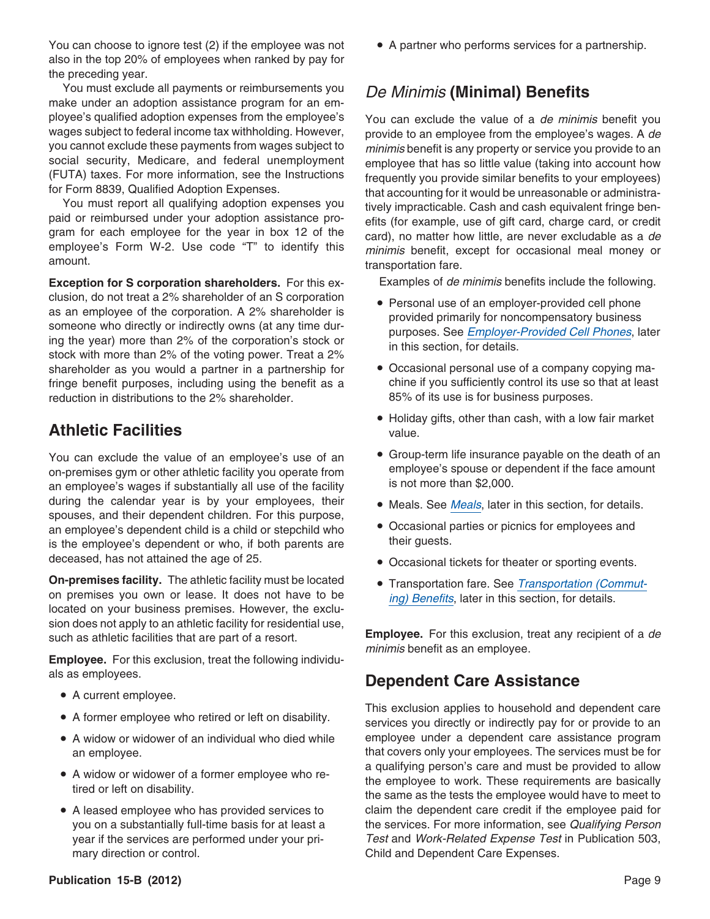You can choose to ignore test (2) if the employee was not also in the top 20% of employees when ranked by pay for the preceding year.

You must exclude all payments or reimbursements you make under an adoption assistance program for an employee's qualified adoption expenses from the employee's wages subject to federal income tax withholding. However, you cannot exclude these payments from wages subject to social security, Medicare, and federal unemployment (FUTA) taxes. For more information, see the Instructions for Form 8839, Qualified Adoption Expenses.

You must report all qualifying adoption expenses you paid or reimbursed under your adoption assistance program for each employee for the year in box 12 of the employee's Form W-2. Use code "T" to identify this amount.

**Exception for S corporation shareholders.** For this exclusion, do not treat a 2% shareholder of an S corporation as an employee of the corporation. A 2% shareholder is someone who directly or indirectly owns (at any time during the year) more than 2% of the corporation's stock or stock with more than 2% of the voting power. Treat a 2% shareholder as you would a partner in a partnership for fringe benefit purposes, including using the benefit as a reduction in distributions to the 2% shareholder.

## Athletic Facilities

You can exclude the value of an employee's use of an on-premises gym or other athletic facility you operate from an employee's wages if substantially all use of the facility during the calendar year is by your employees, their spouses, and their dependent children. For this purpose, an employee's dependent child is a child or stepchild who is the employee's dependent or who, if both parents are deceased, has not attained the age of 25.

**On-premises facility.** The athletic facility must be located on premises you own or lease. It does not have to be located on your business premises. However, the exclusion does not apply to an athletic facility for residential use, such as athletic facilities that are part of a resort.

**Employee.** For this exclusion, treat the following individuals as employees.

- A current employee.
- A former employee who retired or left on disability.
- A widow or widower of an individual who died while an employee.
- A widow or widower of a former employee who retired or left on disability.
- A leased employee who has provided services to you on a substantially full-time basis for at least a year if the services are performed under your primary direction or control.
- A partner who performs services for a partnership.

## *De Minimis* (Minimal) Benefits

You can exclude the value of a *de minimis* benefit you provide to an employee from the employee's wages. A *de minimis* benefit is any property or service you provide to an employee that has so little value (taking into account how frequently you provide similar benefits to your employees) that accounting for it would be unreasonable or administratively impracticable. Cash and cash equivalent fringe benefits (for example, use of gift card, charge card, or credit card), no matter how little, are never excludable as a *de minimis* benefit, except for occasional meal money or transportation fare.

Examples of *de minimis* benefits include the following.

- Personal use of an employer-provided cell phone provided primarily for noncompensatory business purposes. See *Employer-Provided Cell Phones*, later in this section, for details.
- Occasional personal use of a company copying machine if you sufficiently control its use so that at least 85% of its use is for business purposes.
- Holiday gifts, other than cash, with a low fair market value.
- Group-term life insurance payable on the death of an employee's spouse or dependent if the face amount is not more than $2,000.
- Meals. See *Meals*, later in this section, for details.
- Occasional parties or picnics for employees and their guests.
- Occasional tickets for theater or sporting events.
- Transportation fare. See *Transportation (Commuting) Benefits*, later in this section, for details.

**Employee.** For this exclusion, treat any recipient of a *de minimis* benefit as an employee.

## Dependent Care Assistance

This exclusion applies to household and dependent care services you directly or indirectly pay for or provide to an employee under a dependent care assistance program that covers only your employees. The services must be for a qualifying person's care and must be provided to allow the employee to work. These requirements are basically the same as the tests the employee would have to meet to claim the dependent care credit if the employee paid for the services. For more information, see *Qualifying Person Test* and *Work-Related Expense Test* in Publication 503, Child and Dependent Care Expenses.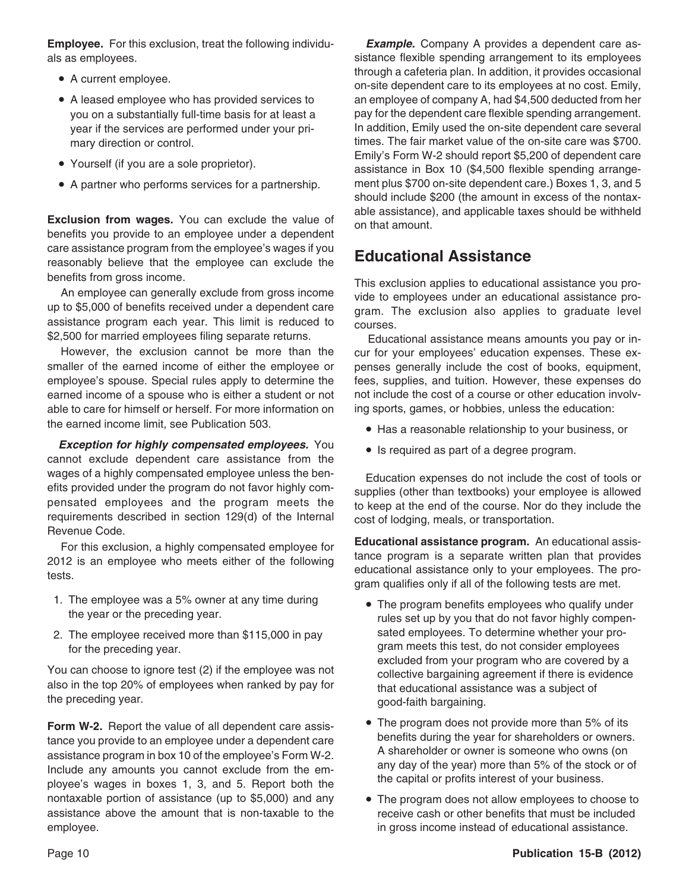**Employee.** For this exclusion, treat the following individuals as employees.

- A current employee.
- A leased employee who has provided services to you on a substantially full-time basis for at least a year if the services are performed under your primary direction or control.
- Yourself (if you are a sole proprietor).
- A partner who performs services for a partnership.

**Exclusion from wages.** You can exclude the value of benefits you provide to an employee under a dependent care assistance program from the employee's wages if you reasonably believe that the employee can exclude the benefits from gross income.

An employee can generally exclude from gross income up to $5,000 of benefits received under a dependent care assistance program each year. This limit is reduced to $2,500 for married employees filing separate returns.

However, the exclusion cannot be more than the smaller of the earned income of either the employee or employee's spouse. Special rules apply to determine the earned income of a spouse who is either a student or not able to care for himself or herself. For more information on the earned income limit, see Publication 503.

***Exception for highly compensated employees.*** You cannot exclude dependent care assistance from the wages of a highly compensated employee unless the benefits provided under the program do not favor highly compensated employees and the program meets the requirements described in section 129(d) of the Internal Revenue Code.

For this exclusion, a highly compensated employee for 2012 is an employee who meets either of the following tests.

1. The employee was a 5% owner at any time during the year or the preceding year.
2. The employee received more than $115,000 in pay for the preceding year.

You can choose to ignore test (2) if the employee was not also in the top 20% of employees when ranked by pay for the preceding year.

**Form W-2.** Report the value of all dependent care assistance you provide to an employee under a dependent care assistance program in box 10 of the employee's Form W-2. Include any amounts you cannot exclude from the employee's wages in boxes 1, 3, and 5. Report both the nontaxable portion of assistance (up to $5,000) and any assistance above the amount that is non-taxable to the employee.

***Example.*** Company A provides a dependent care assistance flexible spending arrangement to its employees through a cafeteria plan. In addition, it provides occasional on-site dependent care to its employees at no cost. Emily, an employee of company A, had $4,500 deducted from her pay for the dependent care flexible spending arrangement. In addition, Emily used the on-site dependent care several times. The fair market value of the on-site care was $700. Emily's Form W-2 should report $5,200 of dependent care assistance in Box 10 ($4,500 flexible spending arrangement plus $700 on-site dependent care.) Boxes 1, 3, and 5 should include $200 (the amount in excess of the nontaxable assistance), and applicable taxes should be withheld on that amount.

## Educational Assistance

This exclusion applies to educational assistance you provide to employees under an educational assistance program. The exclusion also applies to graduate level courses.

Educational assistance means amounts you pay or incur for your employees' education expenses. These expenses generally include the cost of books, equipment, fees, supplies, and tuition. However, these expenses do not include the cost of a course or other education involving sports, games, or hobbies, unless the education:

- Has a reasonable relationship to your business, or
- Is required as part of a degree program.

Education expenses do not include the cost of tools or supplies (other than textbooks) your employee is allowed to keep at the end of the course. Nor do they include the cost of lodging, meals, or transportation.

**Educational assistance program.** An educational assistance program is a separate written plan that provides educational assistance only to your employees. The program qualifies only if all of the following tests are met.

- The program benefits employees who qualify under rules set up by you that do not favor highly compensated employees. To determine whether your program meets this test, do not consider employees excluded from your program who are covered by a collective bargaining agreement if there is evidence that educational assistance was a subject of good-faith bargaining.
- The program does not provide more than 5% of its benefits during the year for shareholders or owners. A shareholder or owner is someone who owns (on any day of the year) more than 5% of the stock or of the capital or profits interest of your business.
- The program does not allow employees to choose to receive cash or other benefits that must be included in gross income instead of educational assistance.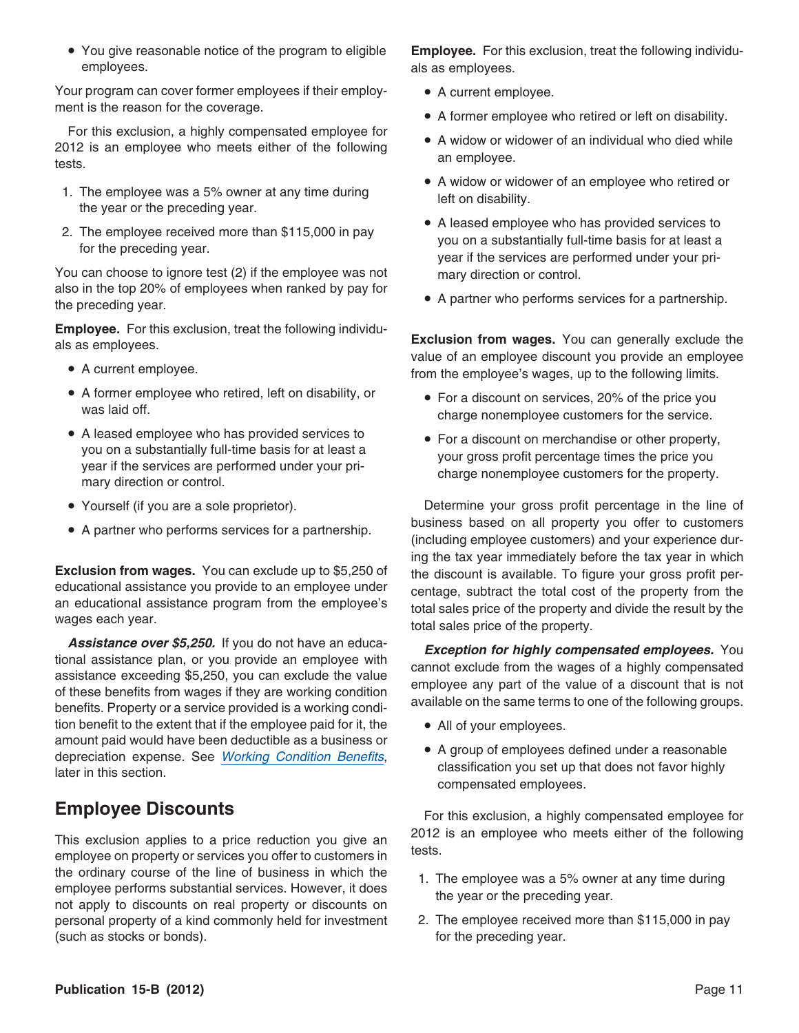- You give reasonable notice of the program to eligible employees.

Your program can cover former employees if their employment is the reason for the coverage.

For this exclusion, a highly compensated employee for 2012 is an employee who meets either of the following tests.

1. The employee was a 5% owner at any time during the year or the preceding year.
2. The employee received more than $115,000 in pay for the preceding year.

You can choose to ignore test (2) if the employee was not also in the top 20% of employees when ranked by pay for the preceding year.

**Employee.** For this exclusion, treat the following individuals as employees.

- A current employee.
- A former employee who retired, left on disability, or was laid off.
- A leased employee who has provided services to you on a substantially full-time basis for at least a year if the services are performed under your primary direction or control.
- Yourself (if you are a sole proprietor).
- A partner who performs services for a partnership.

**Exclusion from wages.** You can exclude up to $5,250 of educational assistance you provide to an employee under an educational assistance program from the employee's wages each year.

***Assistance over $5,250.*** If you do not have an educational assistance plan, or you provide an employee with assistance exceeding $5,250, you can exclude the value of these benefits from wages if they are working condition benefits. Property or a service provided is a working condition benefit to the extent that if the employee paid for it, the amount paid would have been deductible as a business or depreciation expense. See Working Condition Benefits, later in this section.

## Employee Discounts

This exclusion applies to a price reduction you give an employee on property or services you offer to customers in the ordinary course of the line of business in which the employee performs substantial services. However, it does not apply to discounts on real property or discounts on personal property of a kind commonly held for investment (such as stocks or bonds).

**Employee.** For this exclusion, treat the following individuals as employees.

- A current employee.
- A former employee who retired or left on disability.
- A widow or widower of an individual who died while an employee.
- A widow or widower of an employee who retired or left on disability.
- A leased employee who has provided services to you on a substantially full-time basis for at least a year if the services are performed under your primary direction or control.
- A partner who performs services for a partnership.

**Exclusion from wages.** You can generally exclude the value of an employee discount you provide an employee from the employee's wages, up to the following limits.

- For a discount on services, 20% of the price you charge nonemployee customers for the service.
- For a discount on merchandise or other property, your gross profit percentage times the price you charge nonemployee customers for the property.

Determine your gross profit percentage in the line of business based on all property you offer to customers (including employee customers) and your experience during the tax year immediately before the tax year in which the discount is available. To figure your gross profit percentage, subtract the total cost of the property from the total sales price of the property and divide the result by the total sales price of the property.

***Exception for highly compensated employees.*** You cannot exclude from the wages of a highly compensated employee any part of the value of a discount that is not available on the same terms to one of the following groups.

- All of your employees.
- A group of employees defined under a reasonable classification you set up that does not favor highly compensated employees.

For this exclusion, a highly compensated employee for 2012 is an employee who meets either of the following tests.

1. The employee was a 5% owner at any time during the year or the preceding year.
2. The employee received more than $115,000 in pay for the preceding year.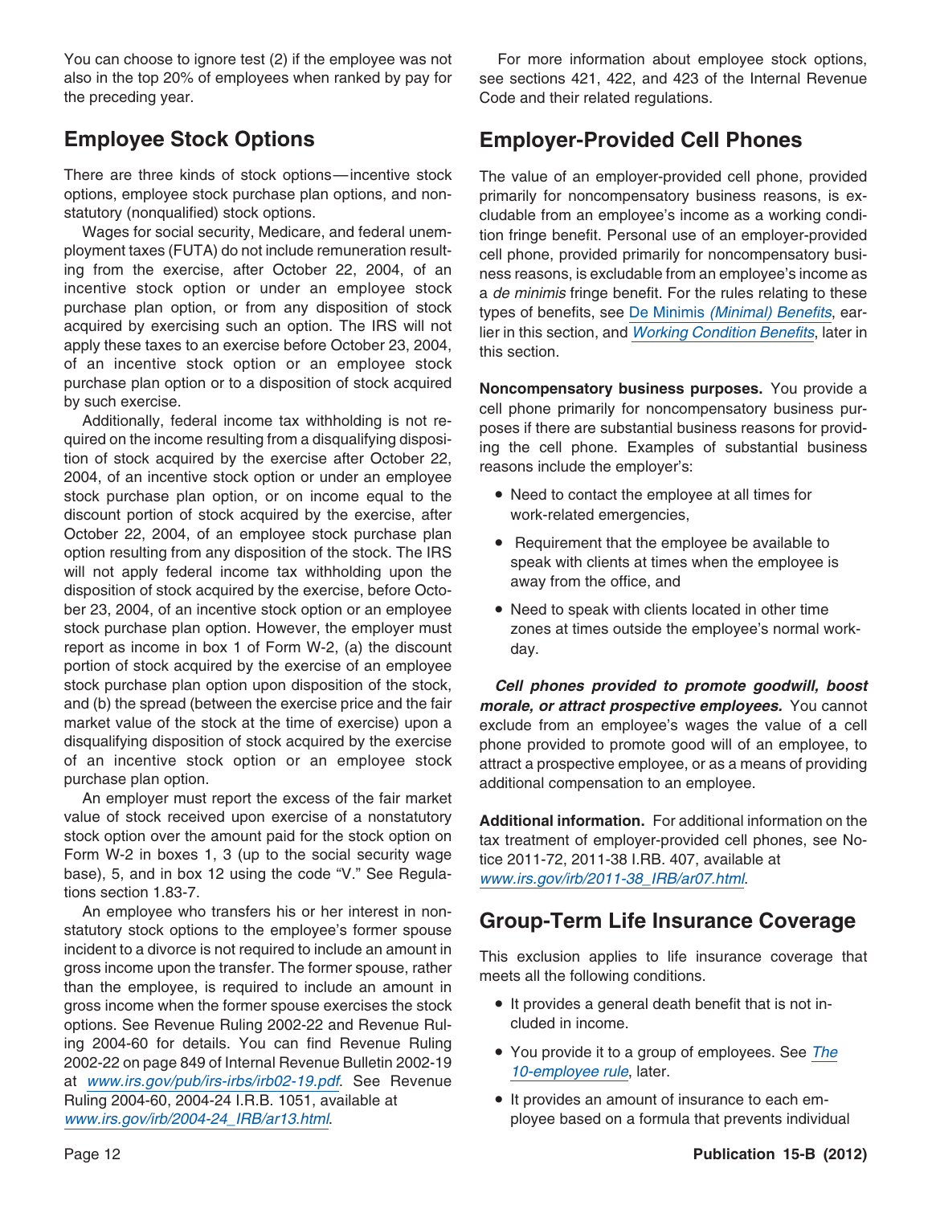You can choose to ignore test (2) if the employee was not also in the top 20% of employees when ranked by pay for the preceding year.

## Employee Stock Options

There are three kinds of stock options—incentive stock options, employee stock purchase plan options, and nonstatutory (nonqualified) stock options.

Wages for social security, Medicare, and federal unemployment taxes (FUTA) do not include remuneration resulting from the exercise, after October 22, 2004, of an incentive stock option or under an employee stock purchase plan option, or from any disposition of stock acquired by exercising such an option. The IRS will not apply these taxes to an exercise before October 23, 2004, of an incentive stock option or an employee stock purchase plan option or to a disposition of stock acquired by such exercise.

Additionally, federal income tax withholding is not required on the income resulting from a disqualifying disposition of stock acquired by the exercise after October 22, 2004, of an incentive stock option or under an employee stock purchase plan option, or on income equal to the discount portion of stock acquired by the exercise, after October 22, 2004, of an employee stock purchase plan option resulting from any disposition of the stock. The IRS will not apply federal income tax withholding upon the disposition of stock acquired by the exercise, before October 23, 2004, of an incentive stock option or an employee stock purchase plan option. However, the employer must report as income in box 1 of Form W-2, (a) the discount portion of stock acquired by the exercise of an employee stock purchase plan option upon disposition of the stock, and (b) the spread (between the exercise price and the fair market value of the stock at the time of exercise) upon a disqualifying disposition of stock acquired by the exercise of an incentive stock option or an employee stock purchase plan option.

An employer must report the excess of the fair market value of stock received upon exercise of a nonstatutory stock option over the amount paid for the stock option on Form W-2 in boxes 1, 3 (up to the social security wage base), 5, and in box 12 using the code "V." See Regulations section 1.83-7.

An employee who transfers his or her interest in nonstatutory stock options to the employee's former spouse incident to a divorce is not required to include an amount in gross income upon the transfer. The former spouse, rather than the employee, is required to include an amount in gross income when the former spouse exercises the stock options. See Revenue Ruling 2002-22 and Revenue Ruling 2004-60 for details. You can find Revenue Ruling 2002-22 on page 849 of Internal Revenue Bulletin 2002-19 at www.irs.gov/pub/irs-irbs/irb02-19.pdf. See Revenue Ruling 2004-60, 2004-24 I.R.B. 1051, available at www.irs.gov/irb/2004-24_IRB/ar13.html.

For more information about employee stock options, see sections 421, 422, and 423 of the Internal Revenue Code and their related regulations.

## Employer-Provided Cell Phones

The value of an employer-provided cell phone, provided primarily for noncompensatory business reasons, is excludable from an employee's income as a working condition fringe benefit. Personal use of an employer-provided cell phone, provided primarily for noncompensatory business reasons, is excludable from an employee's income as a *de minimis* fringe benefit. For the rules relating to these types of benefits, see De Minimis *(Minimal) Benefits*, earlier in this section, and *Working Condition Benefits*, later in this section.

**Noncompensatory business purposes.** You provide a cell phone primarily for noncompensatory business purposes if there are substantial business reasons for providing the cell phone. Examples of substantial business reasons include the employer's:

- Need to contact the employee at all times for work-related emergencies,
- Requirement that the employee be available to speak with clients at times when the employee is away from the office, and
- Need to speak with clients located in other time zones at times outside the employee's normal workday.

***Cell phones provided to promote goodwill, boost morale, or attract prospective employees.*** You cannot exclude from an employee's wages the value of a cell phone provided to promote good will of an employee, to attract a prospective employee, or as a means of providing additional compensation to an employee.

**Additional information.** For additional information on the tax treatment of employer-provided cell phones, see Notice 2011-72, 2011-38 I.RB. 407, available at www.irs.gov/irb/2011-38_IRB/ar07.html.

## Group-Term Life Insurance Coverage

This exclusion applies to life insurance coverage that meets all the following conditions.

- It provides a general death benefit that is not included in income.
- You provide it to a group of employees. See *The 10-employee rule*, later.
- It provides an amount of insurance to each employee based on a formula that prevents individual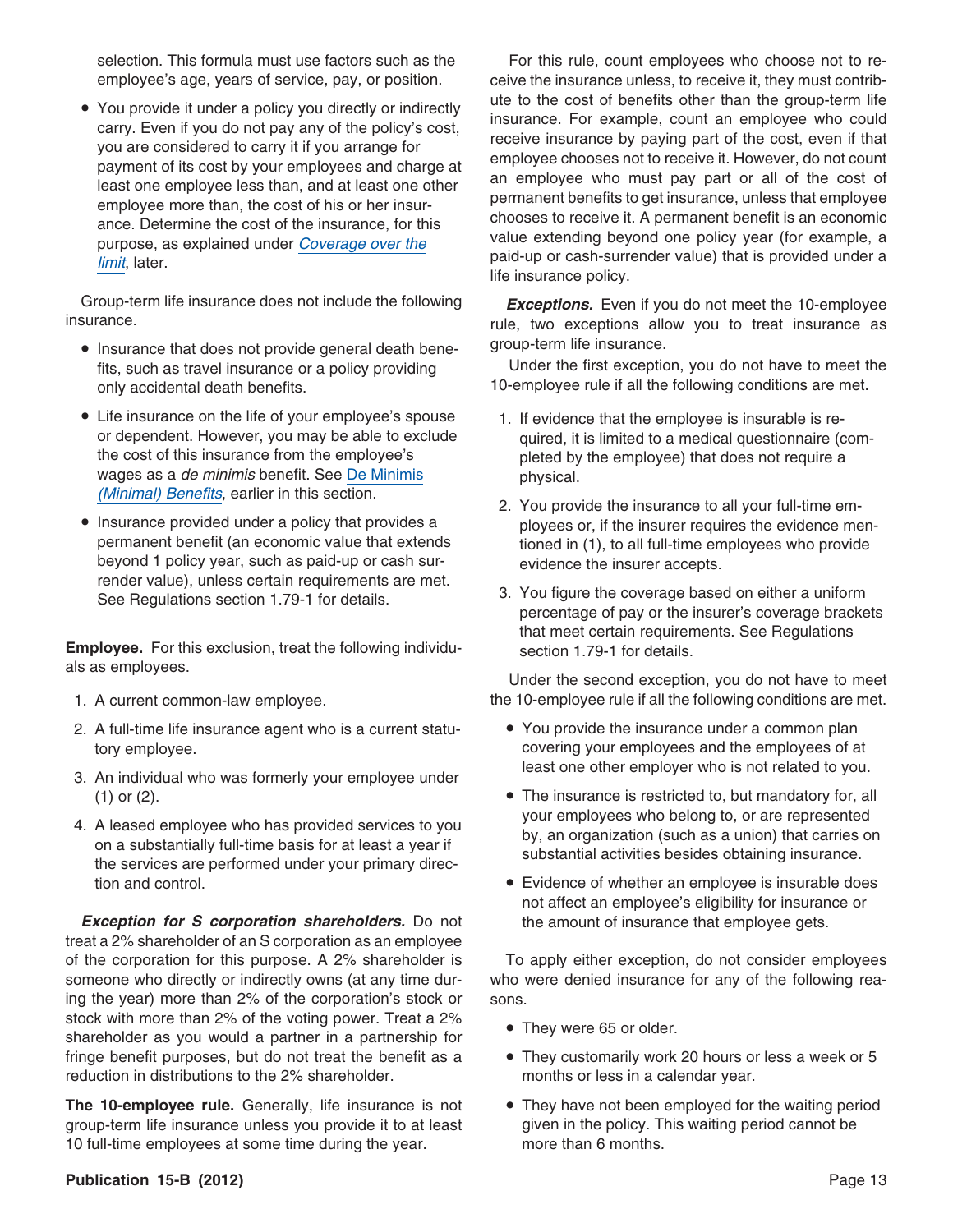selection. This formula must use factors such as the employee's age, years of service, pay, or position.

- You provide it under a policy you directly or indirectly carry. Even if you do not pay any of the policy's cost, you are considered to carry it if you arrange for payment of its cost by your employees and charge at least one employee less than, and at least one other employee more than, the cost of his or her insurance. Determine the cost of the insurance, for this purpose, as explained under *Coverage over the limit*, later.

Group-term life insurance does not include the following insurance.

- Insurance that does not provide general death benefits, such as travel insurance or a policy providing only accidental death benefits.
- Life insurance on the life of your employee's spouse or dependent. However, you may be able to exclude the cost of this insurance from the employee's wages as a *de minimis* benefit. See *De Minimis (Minimal) Benefits*, earlier in this section.
- Insurance provided under a policy that provides a permanent benefit (an economic value that extends beyond 1 policy year, such as paid-up or cash surrender value), unless certain requirements are met. See Regulations section 1.79-1 for details.

**Employee.** For this exclusion, treat the following individuals as employees.

1. A current common-law employee.
2. A full-time life insurance agent who is a current statutory employee.
3. An individual who was formerly your employee under (1) or (2).
4. A leased employee who has provided services to you on a substantially full-time basis for at least a year if the services are performed under your primary direction and control.

***Exception for S corporation shareholders.*** Do not treat a 2% shareholder of an S corporation as an employee of the corporation for this purpose. A 2% shareholder is someone who directly or indirectly owns (at any time during the year) more than 2% of the corporation's stock or stock with more than 2% of the voting power. Treat a 2% shareholder as you would a partner in a partnership for fringe benefit purposes, but do not treat the benefit as a reduction in distributions to the 2% shareholder.

**The 10-employee rule.** Generally, life insurance is not group-term life insurance unless you provide it to at least 10 full-time employees at some time during the year.

For this rule, count employees who choose not to receive the insurance unless, to receive it, they must contribute to the cost of benefits other than the group-term life insurance. For example, count an employee who could receive insurance by paying part of the cost, even if that employee chooses not to receive it. However, do not count an employee who must pay part or all of the cost of permanent benefits to get insurance, unless that employee chooses to receive it. A permanent benefit is an economic value extending beyond one policy year (for example, a paid-up or cash-surrender value) that is provided under a life insurance policy.

***Exceptions.*** Even if you do not meet the 10-employee rule, two exceptions allow you to treat insurance as group-term life insurance.

Under the first exception, you do not have to meet the 10-employee rule if all the following conditions are met.

1. If evidence that the employee is insurable is required, it is limited to a medical questionnaire (completed by the employee) that does not require a physical.
2. You provide the insurance to all your full-time employees or, if the insurer requires the evidence mentioned in (1), to all full-time employees who provide evidence the insurer accepts.
3. You figure the coverage based on either a uniform percentage of pay or the insurer's coverage brackets that meet certain requirements. See Regulations section 1.79-1 for details.

Under the second exception, you do not have to meet the 10-employee rule if all the following conditions are met.

- You provide the insurance under a common plan covering your employees and the employees of at least one other employer who is not related to you.
- The insurance is restricted to, but mandatory for, all your employees who belong to, or are represented by, an organization (such as a union) that carries on substantial activities besides obtaining insurance.
- Evidence of whether an employee is insurable does not affect an employee's eligibility for insurance or the amount of insurance that employee gets.

To apply either exception, do not consider employees who were denied insurance for any of the following reasons.

- They were 65 or older.
- They customarily work 20 hours or less a week or 5 months or less in a calendar year.
- They have not been employed for the waiting period given in the policy. This waiting period cannot be more than 6 months.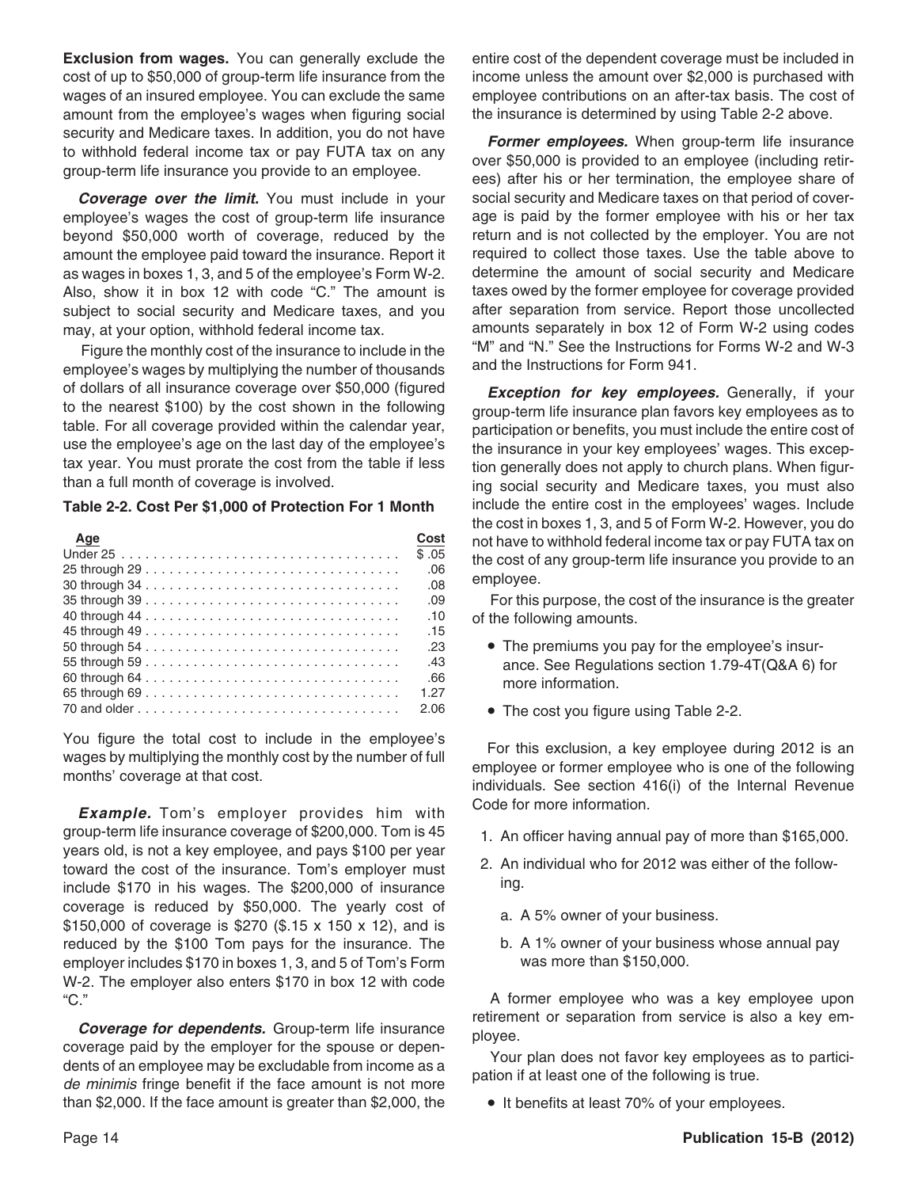**Exclusion from wages.** You can generally exclude the cost of up to $50,000 of group-term life insurance from the wages of an insured employee. You can exclude the same amount from the employee's wages when figuring social security and Medicare taxes. In addition, you do not have to withhold federal income tax or pay FUTA tax on any group-term life insurance you provide to an employee.

***Coverage over the limit.*** You must include in your employee's wages the cost of group-term life insurance beyond $50,000 worth of coverage, reduced by the amount the employee paid toward the insurance. Report it as wages in boxes 1, 3, and 5 of the employee's Form W-2. Also, show it in box 12 with code "C." The amount is subject to social security and Medicare taxes, and you may, at your option, withhold federal income tax.

Figure the monthly cost of the insurance to include in the employee's wages by multiplying the number of thousands of dollars of all insurance coverage over $50,000 (figured to the nearest $100) by the cost shown in the following table. For all coverage provided within the calendar year, use the employee's age on the last day of the employee's tax year. You must prorate the cost from the table if less than a full month of coverage is involved.

**Table 2-2. Cost Per $1,000 of Protection For 1 Month**

| Age | Cost |
|---|---|
| Under 25 | $ .05 |
| 25 through 29 | .06 |
| 30 through 34 | .08 |
| 35 through 39 | .09 |
| 40 through 44 | .10 |
| 45 through 49 | .15 |
| 50 through 54 | .23 |
| 55 through 59 | .43 |
| 60 through 64 | .66 |
| 65 through 69 | 1.27 |
| 70 and older | 2.06 |

You figure the total cost to include in the employee's wages by multiplying the monthly cost by the number of full months' coverage at that cost.

***Example.*** Tom's employer provides him with group-term life insurance coverage of $200,000. Tom is 45 years old, is not a key employee, and pays $100 per year toward the cost of the insurance. Tom's employer must include $170 in his wages. The $200,000 of insurance coverage is reduced by $50,000. The yearly cost of $150,000 of coverage is $270 ($.15 x 150 x 12), and is reduced by the $100 Tom pays for the insurance. The employer includes $170 in boxes 1, 3, and 5 of Tom's Form W-2. The employer also enters $170 in box 12 with code "C."

***Coverage for dependents.*** Group-term life insurance coverage paid by the employer for the spouse or dependents of an employee may be excludable from income as a *de minimis* fringe benefit if the face amount is not more than $2,000. If the face amount is greater than $2,000, the entire cost of the dependent coverage must be included in income unless the amount over $2,000 is purchased with employee contributions on an after-tax basis. The cost of the insurance is determined by using Table 2-2 above.

***Former employees.*** When group-term life insurance over $50,000 is provided to an employee (including retirees) after his or her termination, the employee share of social security and Medicare taxes on that period of coverage is paid by the former employee with his or her tax return and is not collected by the employer. You are not required to collect those taxes. Use the table above to determine the amount of social security and Medicare taxes owed by the former employee for coverage provided after separation from service. Report those uncollected amounts separately in box 12 of Form W-2 using codes "M" and "N." See the Instructions for Forms W-2 and W-3 and the Instructions for Form 941.

***Exception for key employees.*** Generally, if your group-term life insurance plan favors key employees as to participation or benefits, you must include the entire cost of the insurance in your key employees' wages. This exception generally does not apply to church plans. When figuring social security and Medicare taxes, you must also include the entire cost in the employees' wages. Include the cost in boxes 1, 3, and 5 of Form W-2. However, you do not have to withhold federal income tax or pay FUTA tax on the cost of any group-term life insurance you provide to an employee.

For this purpose, the cost of the insurance is the greater of the following amounts.

- The premiums you pay for the employee's insurance. See Regulations section 1.79-4T(Q&A 6) for more information.
- The cost you figure using Table 2-2.

For this exclusion, a key employee during 2012 is an employee or former employee who is one of the following individuals. See section 416(i) of the Internal Revenue Code for more information.

1. An officer having annual pay of more than $165,000.
2. An individual who for 2012 was either of the following.
   a. A 5% owner of your business.
   b. A 1% owner of your business whose annual pay was more than $150,000.

A former employee who was a key employee upon retirement or separation from service is also a key employee.

Your plan does not favor key employees as to participation if at least one of the following is true.

- It benefits at least 70% of your employees.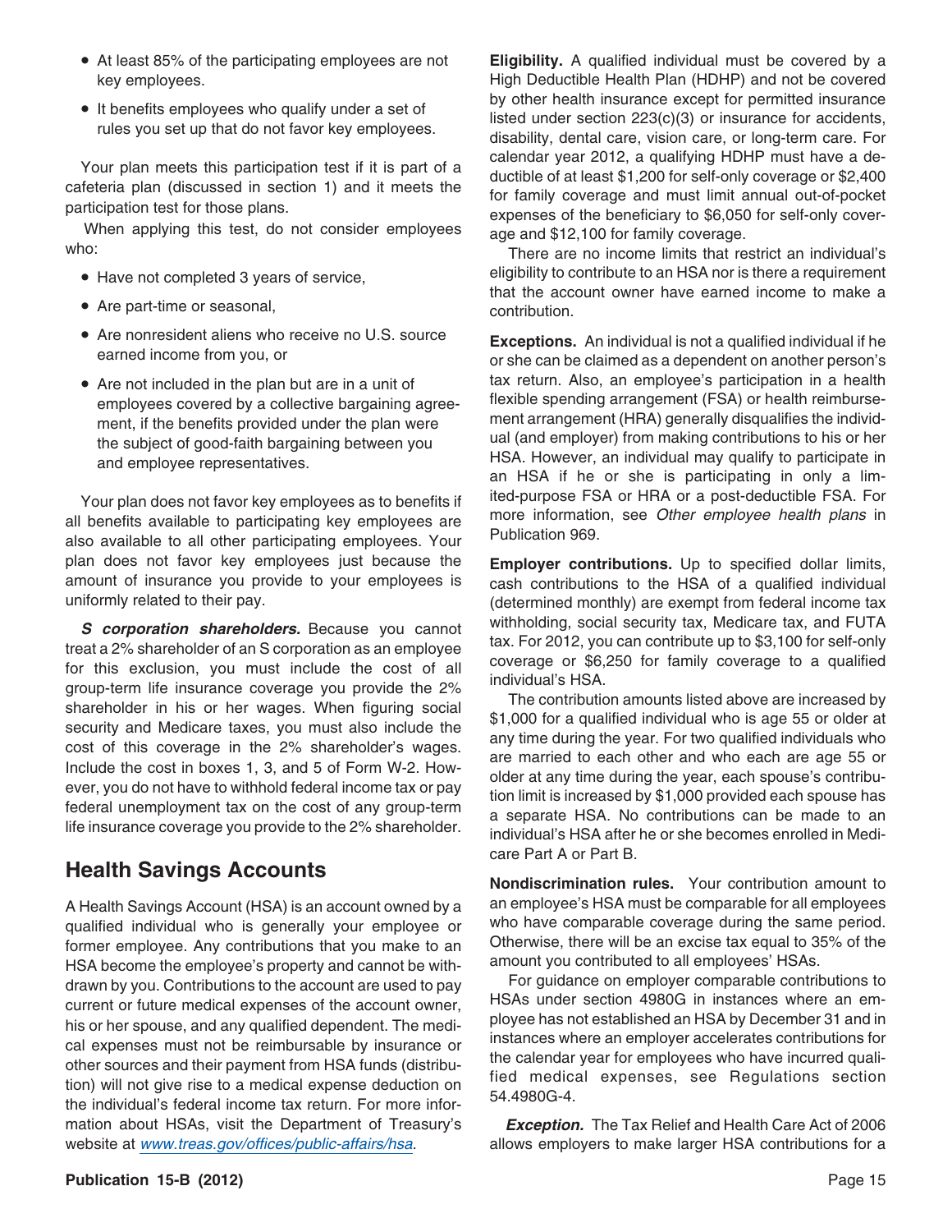- At least 85% of the participating employees are not key employees.
- It benefits employees who qualify under a set of rules you set up that do not favor key employees.

Your plan meets this participation test if it is part of a cafeteria plan (discussed in section 1) and it meets the participation test for those plans.

When applying this test, do not consider employees who:

- Have not completed 3 years of service,
- Are part-time or seasonal,
- Are nonresident aliens who receive no U.S. source earned income from you, or
- Are not included in the plan but are in a unit of employees covered by a collective bargaining agreement, if the benefits provided under the plan were the subject of good-faith bargaining between you and employee representatives.

Your plan does not favor key employees as to benefits if all benefits available to participating key employees are also available to all other participating employees. Your plan does not favor key employees just because the amount of insurance you provide to your employees is uniformly related to their pay.

***S corporation shareholders.*** Because you cannot treat a 2% shareholder of an S corporation as an employee for this exclusion, you must include the cost of all group-term life insurance coverage you provide the 2% shareholder in his or her wages. When figuring social security and Medicare taxes, you must also include the cost of this coverage in the 2% shareholder's wages. Include the cost in boxes 1, 3, and 5 of Form W-2. However, you do not have to withhold federal income tax or pay federal unemployment tax on the cost of any group-term life insurance coverage you provide to the 2% shareholder.

## Health Savings Accounts

A Health Savings Account (HSA) is an account owned by a qualified individual who is generally your employee or former employee. Any contributions that you make to an HSA become the employee's property and cannot be withdrawn by you. Contributions to the account are used to pay current or future medical expenses of the account owner, his or her spouse, and any qualified dependent. The medical expenses must not be reimbursable by insurance or other sources and their payment from HSA funds (distribution) will not give rise to a medical expense deduction on the individual's federal income tax return. For more information about HSAs, visit the Department of Treasury's website at *www.treas.gov/offices/public-affairs/hsa*.

**Eligibility.** A qualified individual must be covered by a High Deductible Health Plan (HDHP) and not be covered by other health insurance except for permitted insurance listed under section 223(c)(3) or insurance for accidents, disability, dental care, vision care, or long-term care. For calendar year 2012, a qualifying HDHP must have a deductible of at least $1,200 for self-only coverage or $2,400 for family coverage and must limit annual out-of-pocket expenses of the beneficiary to $6,050 for self-only coverage and $12,100 for family coverage.

There are no income limits that restrict an individual's eligibility to contribute to an HSA nor is there a requirement that the account owner have earned income to make a contribution.

**Exceptions.** An individual is not a qualified individual if he or she can be claimed as a dependent on another person's tax return. Also, an employee's participation in a health flexible spending arrangement (FSA) or health reimbursement arrangement (HRA) generally disqualifies the individual (and employer) from making contributions to his or her HSA. However, an individual may qualify to participate in an HSA if he or she is participating in only a limited-purpose FSA or HRA or a post-deductible FSA. For more information, see *Other employee health plans* in Publication 969.

**Employer contributions.** Up to specified dollar limits, cash contributions to the HSA of a qualified individual (determined monthly) are exempt from federal income tax withholding, social security tax, Medicare tax, and FUTA tax. For 2012, you can contribute up to $3,100 for self-only coverage or $6,250 for family coverage to a qualified individual's HSA.

The contribution amounts listed above are increased by $1,000 for a qualified individual who is age 55 or older at any time during the year. For two qualified individuals who are married to each other and who each are age 55 or older at any time during the year, each spouse's contribution limit is increased by $1,000 provided each spouse has a separate HSA. No contributions can be made to an individual's HSA after he or she becomes enrolled in Medicare Part A or Part B.

**Nondiscrimination rules.** Your contribution amount to an employee's HSA must be comparable for all employees who have comparable coverage during the same period. Otherwise, there will be an excise tax equal to 35% of the amount you contributed to all employees' HSAs.

For guidance on employer comparable contributions to HSAs under section 4980G in instances where an employee has not established an HSA by December 31 and in instances where an employer accelerates contributions for the calendar year for employees who have incurred qualified medical expenses, see Regulations section 54.4980G-4.

***Exception.*** The Tax Relief and Health Care Act of 2006 allows employers to make larger HSA contributions for a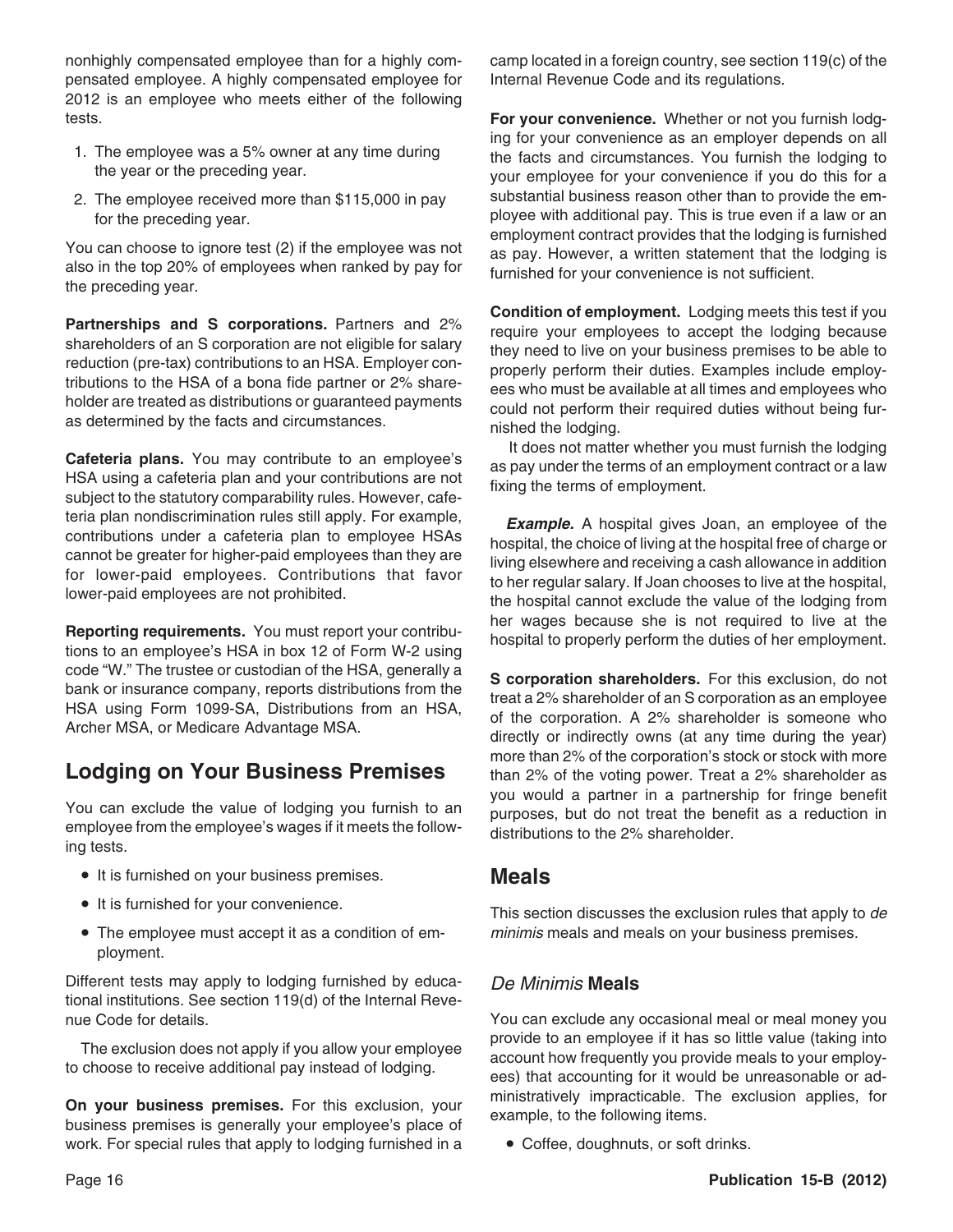nonhighly compensated employee than for a highly compensated employee. A highly compensated employee for 2012 is an employee who meets either of the following tests.

1. The employee was a 5% owner at any time during the year or the preceding year.
2. The employee received more than $115,000 in pay for the preceding year.

You can choose to ignore test (2) if the employee was not also in the top 20% of employees when ranked by pay for the preceding year.

**Partnerships and S corporations.** Partners and 2% shareholders of an S corporation are not eligible for salary reduction (pre-tax) contributions to an HSA. Employer contributions to the HSA of a bona fide partner or 2% shareholder are treated as distributions or guaranteed payments as determined by the facts and circumstances.

**Cafeteria plans.** You may contribute to an employee's HSA using a cafeteria plan and your contributions are not subject to the statutory comparability rules. However, cafeteria plan nondiscrimination rules still apply. For example, contributions under a cafeteria plan to employee HSAs cannot be greater for higher-paid employees than they are for lower-paid employees. Contributions that favor lower-paid employees are not prohibited.

**Reporting requirements.** You must report your contributions to an employee's HSA in box 12 of Form W-2 using code "W." The trustee or custodian of the HSA, generally a bank or insurance company, reports distributions from the HSA using Form 1099-SA, Distributions from an HSA, Archer MSA, or Medicare Advantage MSA.

## Lodging on Your Business Premises

You can exclude the value of lodging you furnish to an employee from the employee's wages if it meets the following tests.

- It is furnished on your business premises.
- It is furnished for your convenience.
- The employee must accept it as a condition of employment.

Different tests may apply to lodging furnished by educational institutions. See section 119(d) of the Internal Revenue Code for details.

The exclusion does not apply if you allow your employee to choose to receive additional pay instead of lodging.

**On your business premises.** For this exclusion, your business premises is generally your employee's place of work. For special rules that apply to lodging furnished in a camp located in a foreign country, see section 119(c) of the Internal Revenue Code and its regulations.

**For your convenience.** Whether or not you furnish lodging for your convenience as an employer depends on all the facts and circumstances. You furnish the lodging to your employee for your convenience if you do this for a substantial business reason other than to provide the employee with additional pay. This is true even if a law or an employment contract provides that the lodging is furnished as pay. However, a written statement that the lodging is furnished for your convenience is not sufficient.

**Condition of employment.** Lodging meets this test if you require your employees to accept the lodging because they need to live on your business premises to be able to properly perform their duties. Examples include employees who must be available at all times and employees who could not perform their required duties without being furnished the lodging.

It does not matter whether you must furnish the lodging as pay under the terms of an employment contract or a law fixing the terms of employment.

***Example.*** A hospital gives Joan, an employee of the hospital, the choice of living at the hospital free of charge or living elsewhere and receiving a cash allowance in addition to her regular salary. If Joan chooses to live at the hospital, the hospital cannot exclude the value of the lodging from her wages because she is not required to live at the hospital to properly perform the duties of her employment.

**S corporation shareholders.** For this exclusion, do not treat a 2% shareholder of an S corporation as an employee of the corporation. A 2% shareholder is someone who directly or indirectly owns (at any time during the year) more than 2% of the corporation's stock or stock with more than 2% of the voting power. Treat a 2% shareholder as you would a partner in a partnership for fringe benefit purposes, but do not treat the benefit as a reduction in distributions to the 2% shareholder.

## Meals

This section discusses the exclusion rules that apply to *de minimis* meals and meals on your business premises.

### *De Minimis* Meals

You can exclude any occasional meal or meal money you provide to an employee if it has so little value (taking into account how frequently you provide meals to your employees) that accounting for it would be unreasonable or administratively impracticable. The exclusion applies, for example, to the following items.

- Coffee, doughnuts, or soft drinks.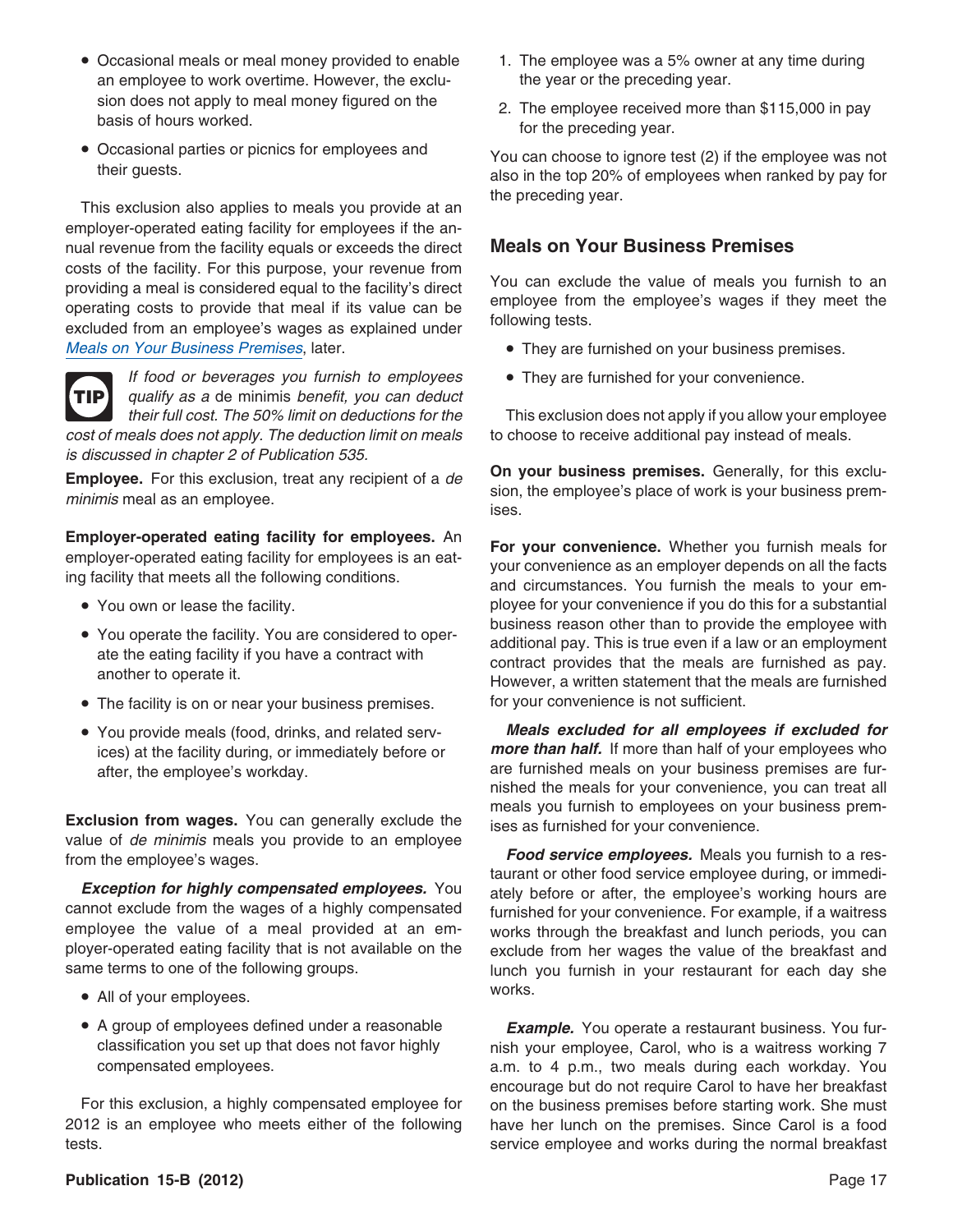- Occasional meals or meal money provided to enable an employee to work overtime. However, the exclusion does not apply to meal money figured on the basis of hours worked.
- Occasional parties or picnics for employees and their guests.

This exclusion also applies to meals you provide at an employer-operated eating facility for employees if the annual revenue from the facility equals or exceeds the direct costs of the facility. For this purpose, your revenue from providing a meal is considered equal to the facility's direct operating costs to provide that meal if its value can be excluded from an employee's wages as explained under Meals on Your Business Premises, later.

**TIP** *If food or beverages you furnish to employees qualify as a* de minimis *benefit, you can deduct their full cost. The 50% limit on deductions for the cost of meals does not apply. The deduction limit on meals is discussed in chapter 2 of Publication 535.*

**Employee.** For this exclusion, treat any recipient of a *de minimis* meal as an employee.

**Employer-operated eating facility for employees.** An employer-operated eating facility for employees is an eating facility that meets all the following conditions.

- You own or lease the facility.
- You operate the facility. You are considered to operate the eating facility if you have a contract with another to operate it.
- The facility is on or near your business premises.
- You provide meals (food, drinks, and related services) at the facility during, or immediately before or after, the employee's workday.

**Exclusion from wages.** You can generally exclude the value of *de minimis* meals you provide to an employee from the employee's wages.

***Exception for highly compensated employees.*** You cannot exclude from the wages of a highly compensated employee the value of a meal provided at an employer-operated eating facility that is not available on the same terms to one of the following groups.

- All of your employees.
- A group of employees defined under a reasonable classification you set up that does not favor highly compensated employees.

For this exclusion, a highly compensated employee for 2012 is an employee who meets either of the following tests.

1. The employee was a 5% owner at any time during the year or the preceding year.
2. The employee received more than $115,000 in pay for the preceding year.

You can choose to ignore test (2) if the employee was not also in the top 20% of employees when ranked by pay for the preceding year.

## Meals on Your Business Premises

You can exclude the value of meals you furnish to an employee from the employee's wages if they meet the following tests.

- They are furnished on your business premises.
- They are furnished for your convenience.

This exclusion does not apply if you allow your employee to choose to receive additional pay instead of meals.

**On your business premises.** Generally, for this exclusion, the employee's place of work is your business premises.

**For your convenience.** Whether you furnish meals for your convenience as an employer depends on all the facts and circumstances. You furnish the meals to your employee for your convenience if you do this for a substantial business reason other than to provide the employee with additional pay. This is true even if a law or an employment contract provides that the meals are furnished as pay. However, a written statement that the meals are furnished for your convenience is not sufficient.

***Meals excluded for all employees if excluded for more than half.*** If more than half of your employees who are furnished meals on your business premises are furnished the meals for your convenience, you can treat all meals you furnish to employees on your business premises as furnished for your convenience.

***Food service employees.*** Meals you furnish to a restaurant or other food service employee during, or immediately before or after, the employee's working hours are furnished for your convenience. For example, if a waitress works through the breakfast and lunch periods, you can exclude from her wages the value of the breakfast and lunch you furnish in your restaurant for each day she works.

***Example.*** You operate a restaurant business. You furnish your employee, Carol, who is a waitress working 7 a.m. to 4 p.m., two meals during each workday. You encourage but do not require Carol to have her breakfast on the business premises before starting work. She must have her lunch on the premises. Since Carol is a food service employee and works during the normal breakfast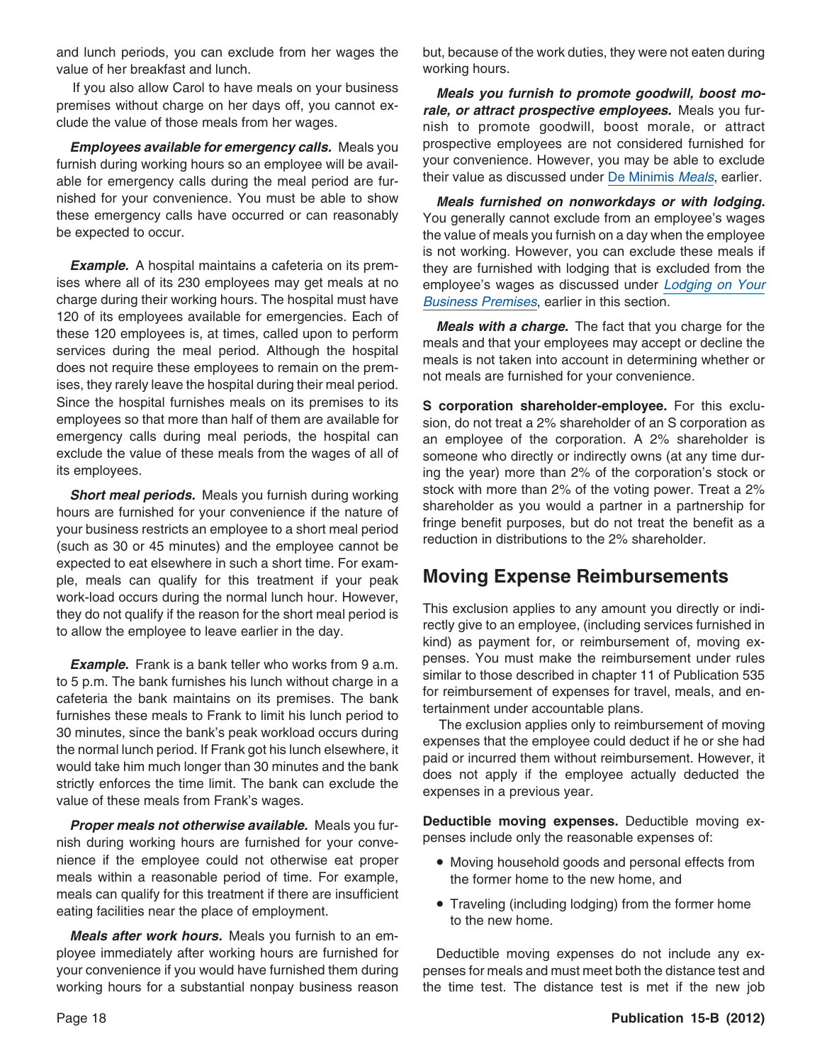and lunch periods, you can exclude from her wages the value of her breakfast and lunch.

If you also allow Carol to have meals on your business premises without charge on her days off, you cannot exclude the value of those meals from her wages.

***Employees available for emergency calls.*** Meals you furnish during working hours so an employee will be available for emergency calls during the meal period are furnished for your convenience. You must be able to show these emergency calls have occurred or can reasonably be expected to occur.

***Example.*** A hospital maintains a cafeteria on its premises where all of its 230 employees may get meals at no charge during their working hours. The hospital must have 120 of its employees available for emergencies. Each of these 120 employees is, at times, called upon to perform services during the meal period. Although the hospital does not require these employees to remain on the premises, they rarely leave the hospital during their meal period. Since the hospital furnishes meals on its premises to its employees so that more than half of them are available for emergency calls during meal periods, the hospital can exclude the value of these meals from the wages of all of its employees.

***Short meal periods.*** Meals you furnish during working hours are furnished for your convenience if the nature of your business restricts an employee to a short meal period (such as 30 or 45 minutes) and the employee cannot be expected to eat elsewhere in such a short time. For example, meals can qualify for this treatment if your peak work-load occurs during the normal lunch hour. However, they do not qualify if the reason for the short meal period is to allow the employee to leave earlier in the day.

***Example.*** Frank is a bank teller who works from 9 a.m. to 5 p.m. The bank furnishes his lunch without charge in a cafeteria the bank maintains on its premises. The bank furnishes these meals to Frank to limit his lunch period to 30 minutes, since the bank's peak workload occurs during the normal lunch period. If Frank got his lunch elsewhere, it would take him much longer than 30 minutes and the bank strictly enforces the time limit. The bank can exclude the value of these meals from Frank's wages.

***Proper meals not otherwise available.*** Meals you furnish during working hours are furnished for your convenience if the employee could not otherwise eat proper meals within a reasonable period of time. For example, meals can qualify for this treatment if there are insufficient eating facilities near the place of employment.

***Meals after work hours.*** Meals you furnish to an employee immediately after working hours are furnished for your convenience if you would have furnished them during working hours for a substantial nonpay business reason but, because of the work duties, they were not eaten during working hours.

***Meals you furnish to promote goodwill, boost morale, or attract prospective employees.*** Meals you furnish to promote goodwill, boost morale, or attract prospective employees are not considered furnished for your convenience. However, you may be able to exclude their value as discussed under De Minimis *Meals*, earlier.

***Meals furnished on nonworkdays or with lodging.*** You generally cannot exclude from an employee's wages the value of meals you furnish on a day when the employee is not working. However, you can exclude these meals if they are furnished with lodging that is excluded from the employee's wages as discussed under *Lodging on Your Business Premises*, earlier in this section.

***Meals with a charge.*** The fact that you charge for the meals and that your employees may accept or decline the meals is not taken into account in determining whether or not meals are furnished for your convenience.

**S corporation shareholder-employee.** For this exclusion, do not treat a 2% shareholder of an S corporation as an employee of the corporation. A 2% shareholder is someone who directly or indirectly owns (at any time during the year) more than 2% of the corporation's stock or stock with more than 2% of the voting power. Treat a 2% shareholder as you would a partner in a partnership for fringe benefit purposes, but do not treat the benefit as a reduction in distributions to the 2% shareholder.

## Moving Expense Reimbursements

This exclusion applies to any amount you directly or indirectly give to an employee, (including services furnished in kind) as payment for, or reimbursement of, moving expenses. You must make the reimbursement under rules similar to those described in chapter 11 of Publication 535 for reimbursement of expenses for travel, meals, and entertainment under accountable plans.

The exclusion applies only to reimbursement of moving expenses that the employee could deduct if he or she had paid or incurred them without reimbursement. However, it does not apply if the employee actually deducted the expenses in a previous year.

**Deductible moving expenses.** Deductible moving expenses include only the reasonable expenses of:

- Moving household goods and personal effects from the former home to the new home, and
- Traveling (including lodging) from the former home to the new home.

Deductible moving expenses do not include any expenses for meals and must meet both the distance test and the time test. The distance test is met if the new job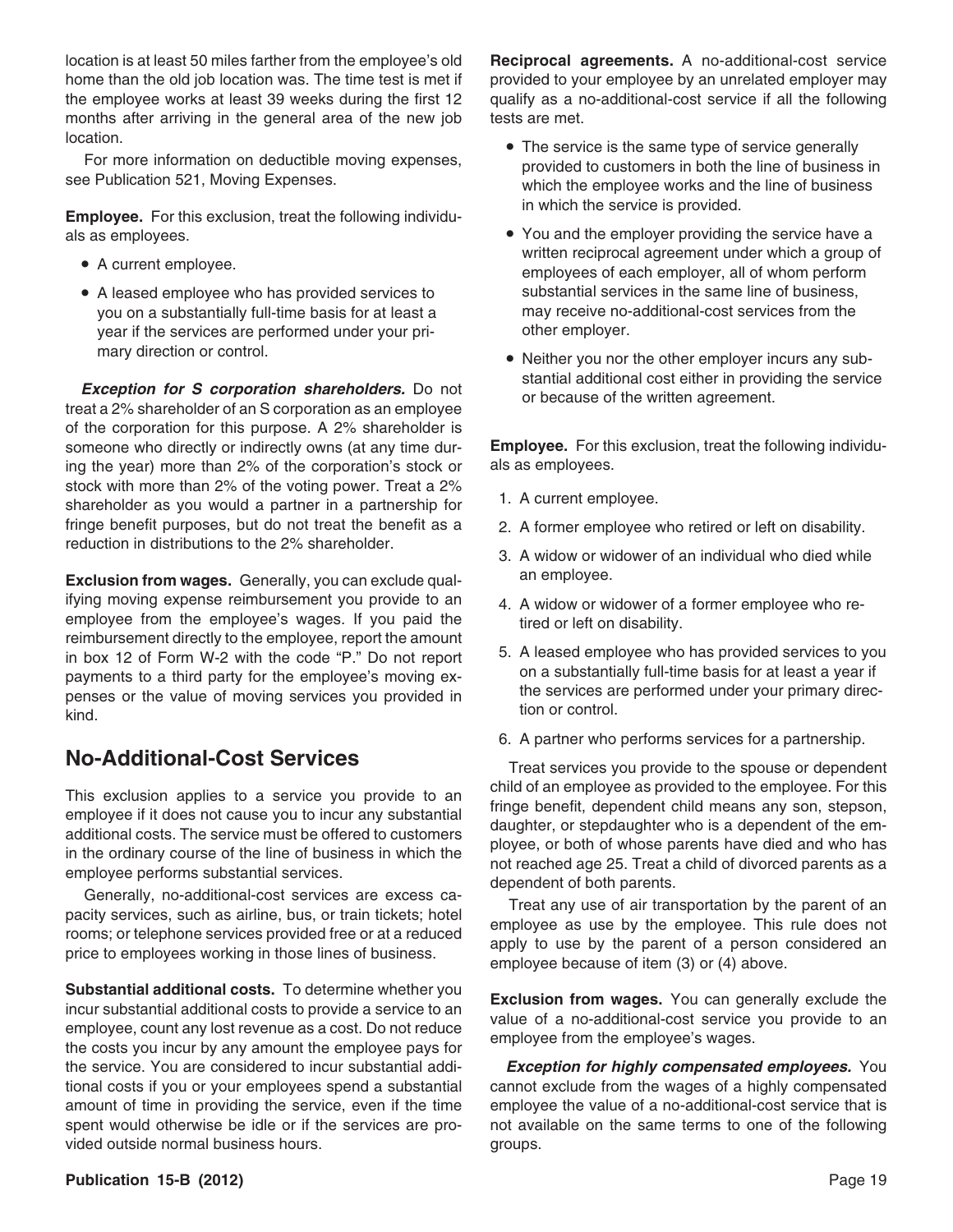location is at least 50 miles farther from the employee's old home than the old job location was. The time test is met if the employee works at least 39 weeks during the first 12 months after arriving in the general area of the new job location.

For more information on deductible moving expenses, see Publication 521, Moving Expenses.

**Employee.** For this exclusion, treat the following individuals as employees.

- A current employee.
- A leased employee who has provided services to you on a substantially full-time basis for at least a year if the services are performed under your primary direction or control.

***Exception for S corporation shareholders.*** Do not treat a 2% shareholder of an S corporation as an employee of the corporation for this purpose. A 2% shareholder is someone who directly or indirectly owns (at any time during the year) more than 2% of the corporation's stock or stock with more than 2% of the voting power. Treat a 2% shareholder as you would a partner in a partnership for fringe benefit purposes, but do not treat the benefit as a reduction in distributions to the 2% shareholder.

**Exclusion from wages.** Generally, you can exclude qualifying moving expense reimbursement you provide to an employee from the employee's wages. If you paid the reimbursement directly to the employee, report the amount in box 12 of Form W-2 with the code "P." Do not report payments to a third party for the employee's moving expenses or the value of moving services you provided in kind.

## No-Additional-Cost Services

This exclusion applies to a service you provide to an employee if it does not cause you to incur any substantial additional costs. The service must be offered to customers in the ordinary course of the line of business in which the employee performs substantial services.

Generally, no-additional-cost services are excess capacity services, such as airline, bus, or train tickets; hotel rooms; or telephone services provided free or at a reduced price to employees working in those lines of business.

**Substantial additional costs.** To determine whether you incur substantial additional costs to provide a service to an employee, count any lost revenue as a cost. Do not reduce the costs you incur by any amount the employee pays for the service. You are considered to incur substantial additional costs if you or your employees spend a substantial amount of time in providing the service, even if the time spent would otherwise be idle or if the services are provided outside normal business hours.

**Reciprocal agreements.** A no-additional-cost service provided to your employee by an unrelated employer may qualify as a no-additional-cost service if all the following tests are met.

- The service is the same type of service generally provided to customers in both the line of business in which the employee works and the line of business in which the service is provided.
- You and the employer providing the service have a written reciprocal agreement under which a group of employees of each employer, all of whom perform substantial services in the same line of business, may receive no-additional-cost services from the other employer.
- Neither you nor the other employer incurs any substantial additional cost either in providing the service or because of the written agreement.

**Employee.** For this exclusion, treat the following individuals as employees.

1. A current employee.
2. A former employee who retired or left on disability.
3. A widow or widower of an individual who died while an employee.
4. A widow or widower of a former employee who retired or left on disability.
5. A leased employee who has provided services to you on a substantially full-time basis for at least a year if the services are performed under your primary direction or control.
6. A partner who performs services for a partnership.

Treat services you provide to the spouse or dependent child of an employee as provided to the employee. For this fringe benefit, dependent child means any son, stepson, daughter, or stepdaughter who is a dependent of the employee, or both of whose parents have died and who has not reached age 25. Treat a child of divorced parents as a dependent of both parents.

Treat any use of air transportation by the parent of an employee as use by the employee. This rule does not apply to use by the parent of a person considered an employee because of item (3) or (4) above.

**Exclusion from wages.** You can generally exclude the value of a no-additional-cost service you provide to an employee from the employee's wages.

***Exception for highly compensated employees.*** You cannot exclude from the wages of a highly compensated employee the value of a no-additional-cost service that is not available on the same terms to one of the following groups.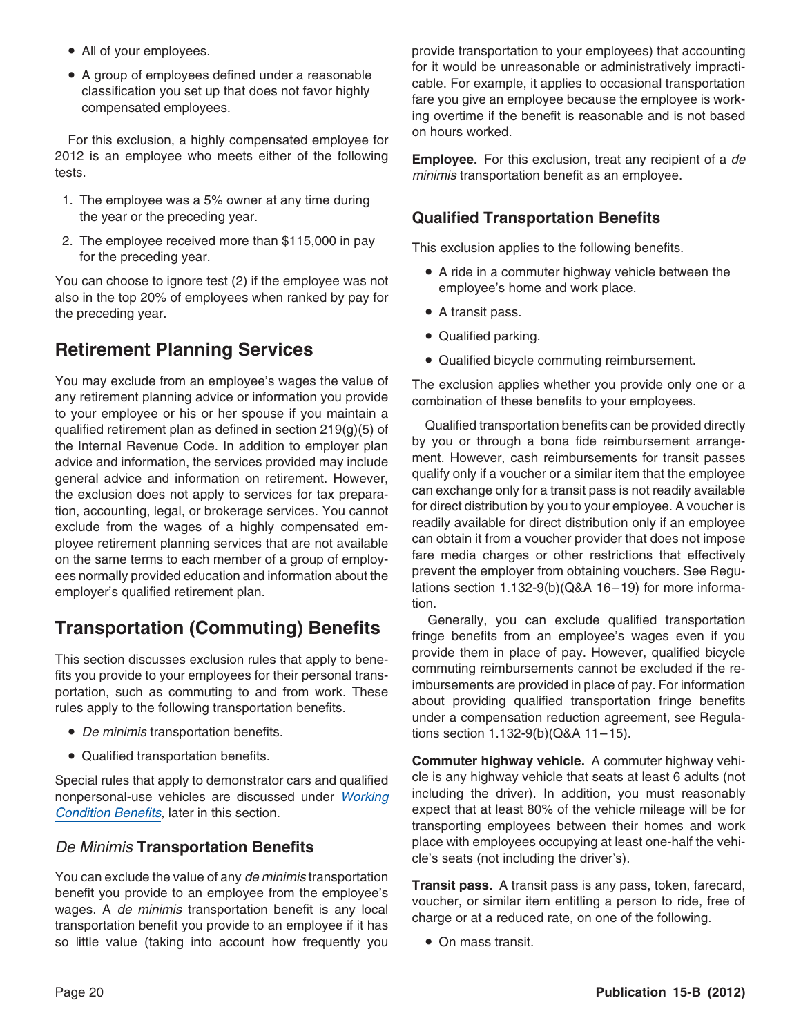- All of your employees.
- A group of employees defined under a reasonable classification you set up that does not favor highly compensated employees.

For this exclusion, a highly compensated employee for 2012 is an employee who meets either of the following tests.

1. The employee was a 5% owner at any time during the year or the preceding year.
2. The employee received more than $115,000 in pay for the preceding year.

You can choose to ignore test (2) if the employee was not also in the top 20% of employees when ranked by pay for the preceding year.

## Retirement Planning Services

You may exclude from an employee's wages the value of any retirement planning advice or information you provide to your employee or his or her spouse if you maintain a qualified retirement plan as defined in section 219(g)(5) of the Internal Revenue Code. In addition to employer plan advice and information, the services provided may include general advice and information on retirement. However, the exclusion does not apply to services for tax preparation, accounting, legal, or brokerage services. You cannot exclude from the wages of a highly compensated employee retirement planning services that are not available on the same terms to each member of a group of employees normally provided education and information about the employer's qualified retirement plan.

## Transportation (Commuting) Benefits

This section discusses exclusion rules that apply to benefits you provide to your employees for their personal transportation, such as commuting to and from work. These rules apply to the following transportation benefits.

- *De minimis* transportation benefits.
- Qualified transportation benefits.

Special rules that apply to demonstrator cars and qualified nonpersonal-use vehicles are discussed under Working Condition Benefits, later in this section.

### *De Minimis* Transportation Benefits

You can exclude the value of any *de minimis* transportation benefit you provide to an employee from the employee's wages. A *de minimis* transportation benefit is any local transportation benefit you provide to an employee if it has so little value (taking into account how frequently you provide transportation to your employees) that accounting for it would be unreasonable or administratively impracticable. For example, it applies to occasional transportation fare you give an employee because the employee is working overtime if the benefit is reasonable and is not based on hours worked.

**Employee.** For this exclusion, treat any recipient of a *de minimis* transportation benefit as an employee.

### Qualified Transportation Benefits

This exclusion applies to the following benefits.

- A ride in a commuter highway vehicle between the employee's home and work place.
- A transit pass.
- Qualified parking.
- Qualified bicycle commuting reimbursement.

The exclusion applies whether you provide only one or a combination of these benefits to your employees.

Qualified transportation benefits can be provided directly by you or through a bona fide reimbursement arrangement. However, cash reimbursements for transit passes qualify only if a voucher or a similar item that the employee can exchange only for a transit pass is not readily available for direct distribution by you to your employee. A voucher is readily available for direct distribution only if an employee can obtain it from a voucher provider that does not impose fare media charges or other restrictions that effectively prevent the employer from obtaining vouchers. See Regulations section 1.132-9(b)(Q&A 16–19) for more information.

Generally, you can exclude qualified transportation fringe benefits from an employee's wages even if you provide them in place of pay. However, qualified bicycle commuting reimbursements cannot be excluded if the reimbursements are provided in place of pay. For information about providing qualified transportation fringe benefits under a compensation reduction agreement, see Regulations section 1.132-9(b)(Q&A 11–15).

**Commuter highway vehicle.** A commuter highway vehicle is any highway vehicle that seats at least 6 adults (not including the driver). In addition, you must reasonably expect that at least 80% of the vehicle mileage will be for transporting employees between their homes and work place with employees occupying at least one-half the vehicle's seats (not including the driver's).

**Transit pass.** A transit pass is any pass, token, farecard, voucher, or similar item entitling a person to ride, free of charge or at a reduced rate, on one of the following.

- On mass transit.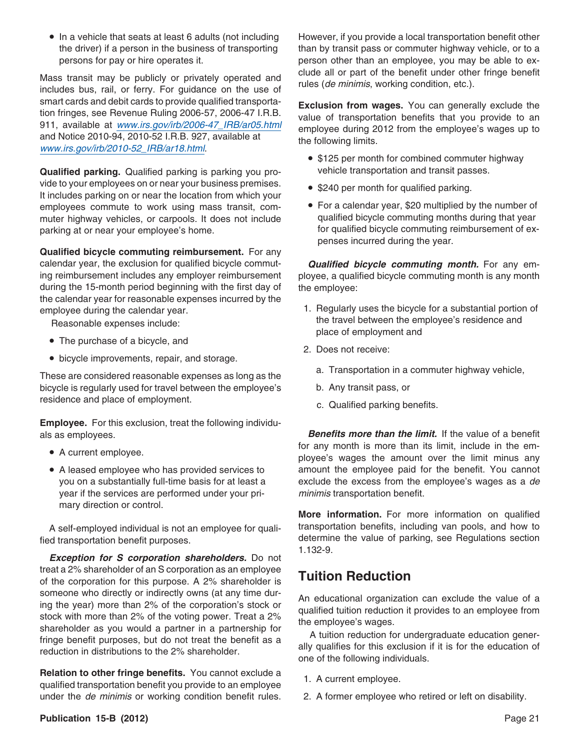- In a vehicle that seats at least 6 adults (not including the driver) if a person in the business of transporting persons for pay or hire operates it.

Mass transit may be publicly or privately operated and includes bus, rail, or ferry. For guidance on the use of smart cards and debit cards to provide qualified transportation fringes, see Revenue Ruling 2006-57, 2006-47 I.R.B. 911, available at *www.irs.gov/irb/2006-47_IRB/ar05.html* and Notice 2010-94, 2010-52 I.R.B. 927, available at *www.irs.gov/irb/2010-52_IRB/ar18.html*.

**Qualified parking.** Qualified parking is parking you provide to your employees on or near your business premises. It includes parking on or near the location from which your employees commute to work using mass transit, commuter highway vehicles, or carpools. It does not include parking at or near your employee's home.

**Qualified bicycle commuting reimbursement.** For any calendar year, the exclusion for qualified bicycle commuting reimbursement includes any employer reimbursement during the 15-month period beginning with the first day of the calendar year for reasonable expenses incurred by the employee during the calendar year.

Reasonable expenses include:

- The purchase of a bicycle, and
- bicycle improvements, repair, and storage.

These are considered reasonable expenses as long as the bicycle is regularly used for travel between the employee's residence and place of employment.

**Employee.** For this exclusion, treat the following individuals as employees.

- A current employee.
- A leased employee who has provided services to you on a substantially full-time basis for at least a year if the services are performed under your primary direction or control.

A self-employed individual is not an employee for qualified transportation benefit purposes.

***Exception for S corporation shareholders.*** Do not treat a 2% shareholder of an S corporation as an employee of the corporation for this purpose. A 2% shareholder is someone who directly or indirectly owns (at any time during the year) more than 2% of the corporation's stock or stock with more than 2% of the voting power. Treat a 2% shareholder as you would a partner in a partnership for fringe benefit purposes, but do not treat the benefit as a reduction in distributions to the 2% shareholder.

**Relation to other fringe benefits.** You cannot exclude a qualified transportation benefit you provide to an employee under the *de minimis* or working condition benefit rules. However, if you provide a local transportation benefit other than by transit pass or commuter highway vehicle, or to a person other than an employee, you may be able to exclude all or part of the benefit under other fringe benefit rules (*de minimis*, working condition, etc.).

**Exclusion from wages.** You can generally exclude the value of transportation benefits that you provide to an employee during 2012 from the employee's wages up to the following limits.

- $125 per month for combined commuter highway vehicle transportation and transit passes.
- $240 per month for qualified parking.
- For a calendar year, $20 multiplied by the number of qualified bicycle commuting months during that year for qualified bicycle commuting reimbursement of expenses incurred during the year.

***Qualified bicycle commuting month.*** For any employee, a qualified bicycle commuting month is any month the employee:

1. Regularly uses the bicycle for a substantial portion of the travel between the employee's residence and place of employment and
2. Does not receive:
   a. Transportation in a commuter highway vehicle,
   b. Any transit pass, or
   c. Qualified parking benefits.

***Benefits more than the limit.*** If the value of a benefit for any month is more than its limit, include in the employee's wages the amount over the limit minus any amount the employee paid for the benefit. You cannot exclude the excess from the employee's wages as a *de minimis* transportation benefit.

**More information.** For more information on qualified transportation benefits, including van pools, and how to determine the value of parking, see Regulations section 1.132-9.

## Tuition Reduction

An educational organization can exclude the value of a qualified tuition reduction it provides to an employee from the employee's wages.

A tuition reduction for undergraduate education generally qualifies for this exclusion if it is for the education of one of the following individuals.

1. A current employee.
2. A former employee who retired or left on disability.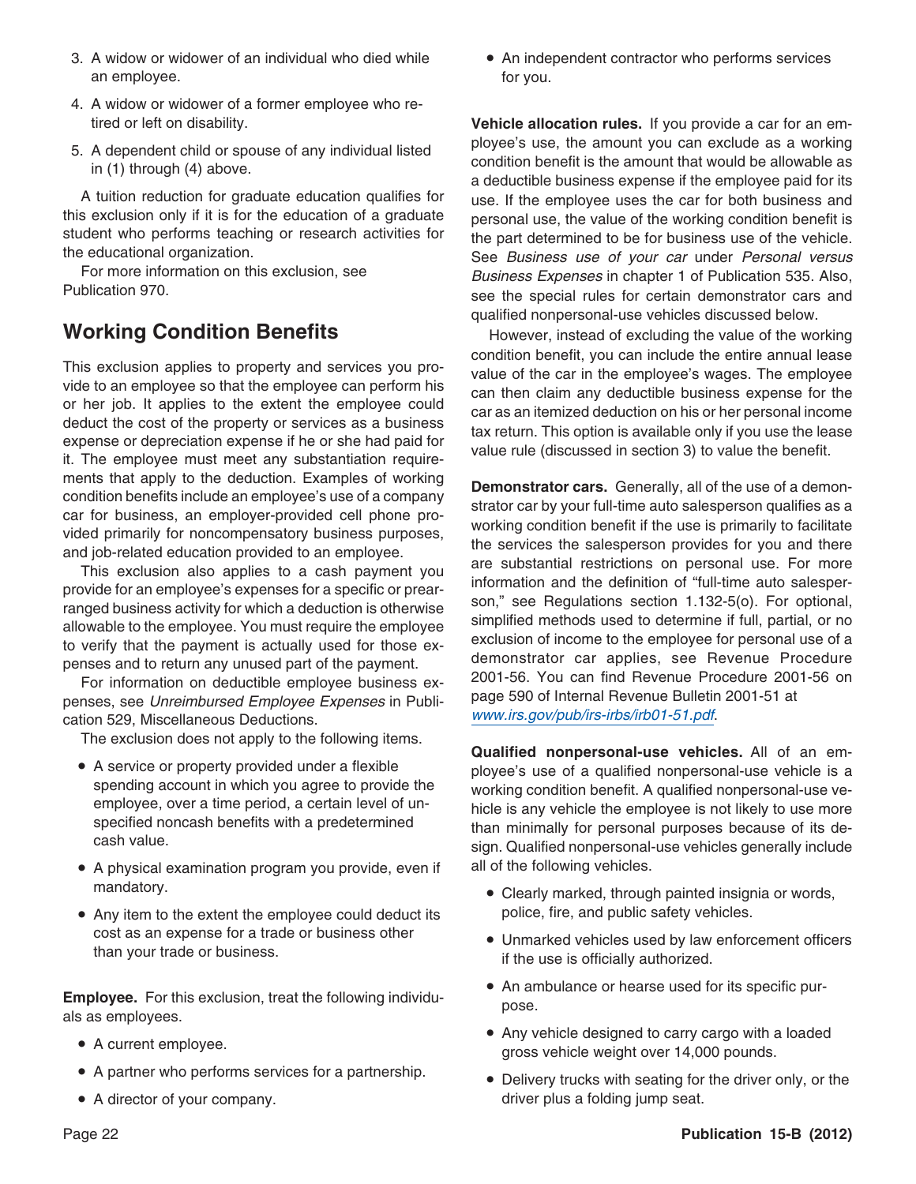3. A widow or widower of an individual who died while an employee.
4. A widow or widower of a former employee who retired or left on disability.
5. A dependent child or spouse of any individual listed in (1) through (4) above.

A tuition reduction for graduate education qualifies for this exclusion only if it is for the education of a graduate student who performs teaching or research activities for the educational organization.

For more information on this exclusion, see Publication 970.

## Working Condition Benefits

This exclusion applies to property and services you provide to an employee so that the employee can perform his or her job. It applies to the extent the employee could deduct the cost of the property or services as a business expense or depreciation expense if he or she had paid for it. The employee must meet any substantiation requirements that apply to the deduction. Examples of working condition benefits include an employee's use of a company car for business, an employer-provided cell phone provided primarily for noncompensatory business purposes, and job-related education provided to an employee.

This exclusion also applies to a cash payment you provide for an employee's expenses for a specific or prearranged business activity for which a deduction is otherwise allowable to the employee. You must require the employee to verify that the payment is actually used for those expenses and to return any unused part of the payment.

For information on deductible employee business expenses, see *Unreimbursed Employee Expenses* in Publication 529, Miscellaneous Deductions.

The exclusion does not apply to the following items.

- A service or property provided under a flexible spending account in which you agree to provide the employee, over a time period, a certain level of unspecified noncash benefits with a predetermined cash value.
- A physical examination program you provide, even if mandatory.
- Any item to the extent the employee could deduct its cost as an expense for a trade or business other than your trade or business.

**Employee.** For this exclusion, treat the following individuals as employees.

- A current employee.
- A partner who performs services for a partnership.
- A director of your company.
- An independent contractor who performs services for you.

**Vehicle allocation rules.** If you provide a car for an employee's use, the amount you can exclude as a working condition benefit is the amount that would be allowable as a deductible business expense if the employee paid for its use. If the employee uses the car for both business and personal use, the value of the working condition benefit is the part determined to be for business use of the vehicle. See *Business use of your car* under *Personal versus Business Expenses* in chapter 1 of Publication 535. Also, see the special rules for certain demonstrator cars and qualified nonpersonal-use vehicles discussed below.

However, instead of excluding the value of the working condition benefit, you can include the entire annual lease value of the car in the employee's wages. The employee can then claim any deductible business expense for the car as an itemized deduction on his or her personal income tax return. This option is available only if you use the lease value rule (discussed in section 3) to value the benefit.

**Demonstrator cars.** Generally, all of the use of a demonstrator car by your full-time auto salesperson qualifies as a working condition benefit if the use is primarily to facilitate the services the salesperson provides for you and there are substantial restrictions on personal use. For more information and the definition of "full-time auto salesperson," see Regulations section 1.132-5(o). For optional, simplified methods used to determine if full, partial, or no exclusion of income to the employee for personal use of a demonstrator car applies, see Revenue Procedure 2001-56. You can find Revenue Procedure 2001-56 on page 590 of Internal Revenue Bulletin 2001-51 at *www.irs.gov/pub/irs-irbs/irb01-51.pdf*.

**Qualified nonpersonal-use vehicles.** All of an employee's use of a qualified nonpersonal-use vehicle is a working condition benefit. A qualified nonpersonal-use vehicle is any vehicle the employee is not likely to use more than minimally for personal purposes because of its design. Qualified nonpersonal-use vehicles generally include all of the following vehicles.

- Clearly marked, through painted insignia or words, police, fire, and public safety vehicles.
- Unmarked vehicles used by law enforcement officers if the use is officially authorized.
- An ambulance or hearse used for its specific purpose.
- Any vehicle designed to carry cargo with a loaded gross vehicle weight over 14,000 pounds.
- Delivery trucks with seating for the driver only, or the driver plus a folding jump seat.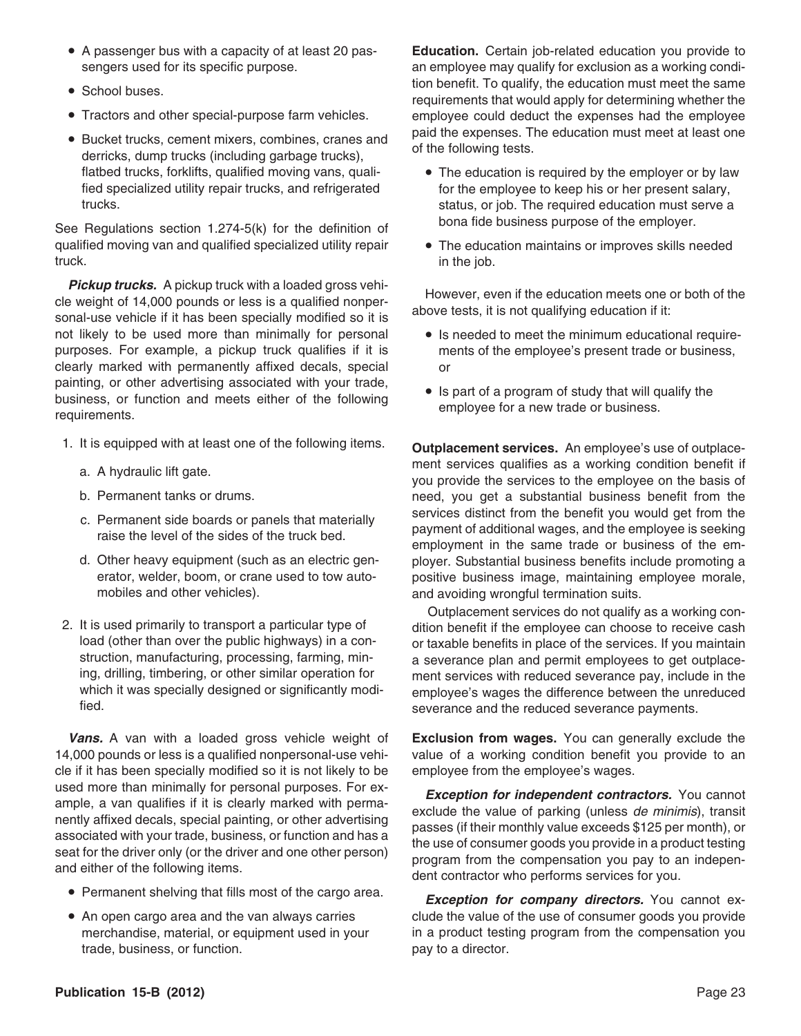- A passenger bus with a capacity of at least 20 passengers used for its specific purpose.
- School buses.
- Tractors and other special-purpose farm vehicles.
- Bucket trucks, cement mixers, combines, cranes and derricks, dump trucks (including garbage trucks), flatbed trucks, forklifts, qualified moving vans, qualified specialized utility repair trucks, and refrigerated trucks.

See Regulations section 1.274-5(k) for the definition of qualified moving van and qualified specialized utility repair truck.

***Pickup trucks.*** A pickup truck with a loaded gross vehicle weight of 14,000 pounds or less is a qualified nonpersonal-use vehicle if it has been specially modified so it is not likely to be used more than minimally for personal purposes. For example, a pickup truck qualifies if it is clearly marked with permanently affixed decals, special painting, or other advertising associated with your trade, business, or function and meets either of the following requirements.

1. It is equipped with at least one of the following items.
   a. A hydraulic lift gate.
   b. Permanent tanks or drums.
   c. Permanent side boards or panels that materially raise the level of the sides of the truck bed.
   d. Other heavy equipment (such as an electric generator, welder, boom, or crane used to tow automobiles and other vehicles).
2. It is used primarily to transport a particular type of load (other than over the public highways) in a construction, manufacturing, processing, farming, mining, drilling, timbering, or other similar operation for which it was specially designed or significantly modified.

***Vans.*** A van with a loaded gross vehicle weight of 14,000 pounds or less is a qualified nonpersonal-use vehicle if it has been specially modified so it is not likely to be used more than minimally for personal purposes. For example, a van qualifies if it is clearly marked with permanently affixed decals, special painting, or other advertising associated with your trade, business, or function and has a seat for the driver only (or the driver and one other person) and either of the following items.

- Permanent shelving that fills most of the cargo area.
- An open cargo area and the van always carries merchandise, material, or equipment used in your trade, business, or function.

**Education.** Certain job-related education you provide to an employee may qualify for exclusion as a working condition benefit. To qualify, the education must meet the same requirements that would apply for determining whether the employee could deduct the expenses had the employee paid the expenses. The education must meet at least one of the following tests.

- The education is required by the employer or by law for the employee to keep his or her present salary, status, or job. The required education must serve a bona fide business purpose of the employer.
- The education maintains or improves skills needed in the job.

However, even if the education meets one or both of the above tests, it is not qualifying education if it:

- Is needed to meet the minimum educational requirements of the employee's present trade or business, or
- Is part of a program of study that will qualify the employee for a new trade or business.

**Outplacement services.** An employee's use of outplacement services qualifies as a working condition benefit if you provide the services to the employee on the basis of need, you get a substantial business benefit from the services distinct from the benefit you would get from the payment of additional wages, and the employee is seeking employment in the same trade or business of the employer. Substantial business benefits include promoting a positive business image, maintaining employee morale, and avoiding wrongful termination suits.

Outplacement services do not qualify as a working condition benefit if the employee can choose to receive cash or taxable benefits in place of the services. If you maintain a severance plan and permit employees to get outplacement services with reduced severance pay, include in the employee's wages the difference between the unreduced severance and the reduced severance payments.

**Exclusion from wages.** You can generally exclude the value of a working condition benefit you provide to an employee from the employee's wages.

***Exception for independent contractors.*** You cannot exclude the value of parking (unless *de minimis*), transit passes (if their monthly value exceeds $125 per month), or the use of consumer goods you provide in a product testing program from the compensation you pay to an independent contractor who performs services for you.

***Exception for company directors.*** You cannot exclude the value of the use of consumer goods you provide in a product testing program from the compensation you pay to a director.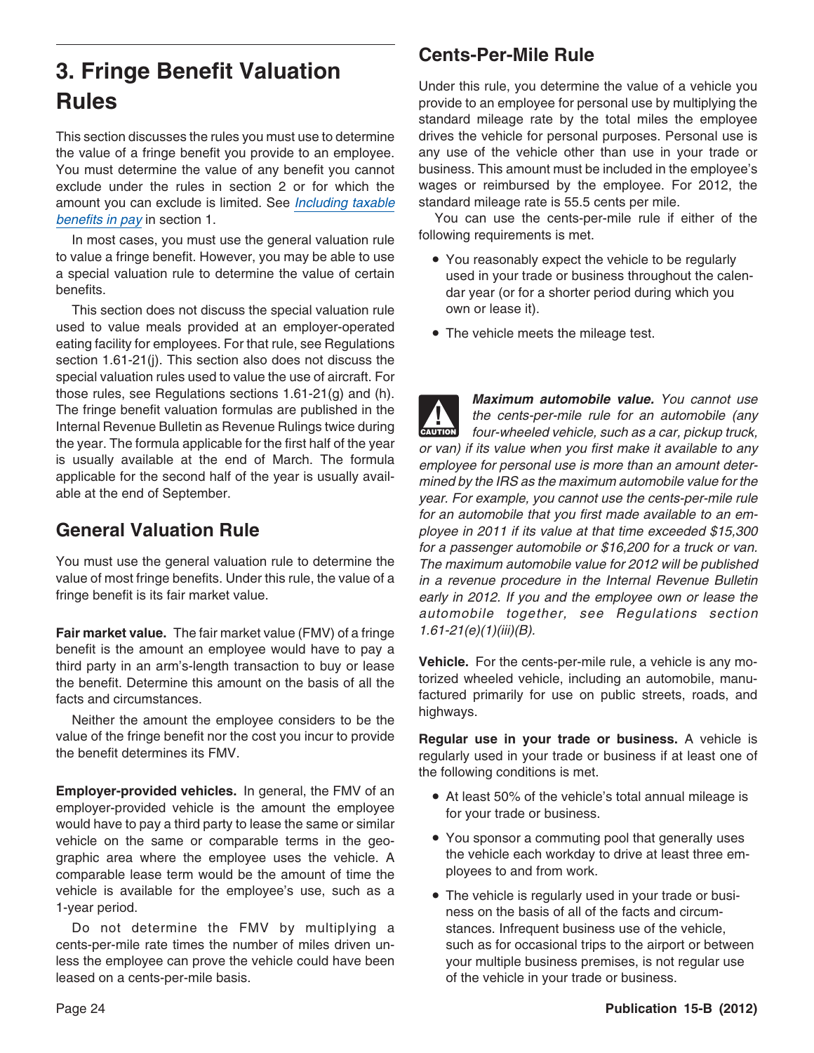# 3. Fringe Benefit Valuation Rules

This section discusses the rules you must use to determine the value of a fringe benefit you provide to an employee. You must determine the value of any benefit you cannot exclude under the rules in section 2 or for which the amount you can exclude is limited. See *Including taxable benefits in pay* in section 1.

In most cases, you must use the general valuation rule to value a fringe benefit. However, you may be able to use a special valuation rule to determine the value of certain benefits.

This section does not discuss the special valuation rule used to value meals provided at an employer-operated eating facility for employees. For that rule, see Regulations section 1.61-21(j). This section also does not discuss the special valuation rules used to value the use of aircraft. For those rules, see Regulations sections 1.61-21(g) and (h). The fringe benefit valuation formulas are published in the Internal Revenue Bulletin as Revenue Rulings twice during the year. The formula applicable for the first half of the year is usually available at the end of March. The formula applicable for the second half of the year is usually available at the end of September.

## General Valuation Rule

You must use the general valuation rule to determine the value of most fringe benefits. Under this rule, the value of a fringe benefit is its fair market value.

**Fair market value.** The fair market value (FMV) of a fringe benefit is the amount an employee would have to pay a third party in an arm's-length transaction to buy or lease the benefit. Determine this amount on the basis of all the facts and circumstances.

Neither the amount the employee considers to be the value of the fringe benefit nor the cost you incur to provide the benefit determines its FMV.

**Employer-provided vehicles.** In general, the FMV of an employer-provided vehicle is the amount the employee would have to pay a third party to lease the same or similar vehicle on the same or comparable terms in the geographic area where the employee uses the vehicle. A comparable lease term would be the amount of time the vehicle is available for the employee's use, such as a 1-year period.

Do not determine the FMV by multiplying a cents-per-mile rate times the number of miles driven unless the employee can prove the vehicle could have been leased on a cents-per-mile basis.

## Cents-Per-Mile Rule

Under this rule, you determine the value of a vehicle you provide to an employee for personal use by multiplying the standard mileage rate by the total miles the employee drives the vehicle for personal purposes. Personal use is any use of the vehicle other than use in your trade or business. This amount must be included in the employee's wages or reimbursed by the employee. For 2012, the standard mileage rate is 55.5 cents per mile.

You can use the cents-per-mile rule if either of the following requirements is met.

- You reasonably expect the vehicle to be regularly used in your trade or business throughout the calendar year (or for a shorter period during which you own or lease it).
- The vehicle meets the mileage test.

CAUTION

***Maximum automobile value.*** *You cannot use the cents-per-mile rule for an automobile (any four-wheeled vehicle, such as a car, pickup truck, or van) if its value when you first make it available to any employee for personal use is more than an amount determined by the IRS as the maximum automobile value for the year. For example, you cannot use the cents-per-mile rule for an automobile that you first made available to an employee in 2011 if its value at that time exceeded $15,300 for a passenger automobile or $16,200 for a truck or van. The maximum automobile value for 2012 will be published in a revenue procedure in the Internal Revenue Bulletin early in 2012. If you and the employee own or lease the automobile together, see Regulations section 1.61-21(e)(1)(iii)(B).*

**Vehicle.** For the cents-per-mile rule, a vehicle is any motorized wheeled vehicle, including an automobile, manufactured primarily for use on public streets, roads, and highways.

**Regular use in your trade or business.** A vehicle is regularly used in your trade or business if at least one of the following conditions is met.

- At least 50% of the vehicle's total annual mileage is for your trade or business.
- You sponsor a commuting pool that generally uses the vehicle each workday to drive at least three employees to and from work.
- The vehicle is regularly used in your trade or business on the basis of all of the facts and circumstances. Infrequent business use of the vehicle, such as for occasional trips to the airport or between your multiple business premises, is not regular use of the vehicle in your trade or business.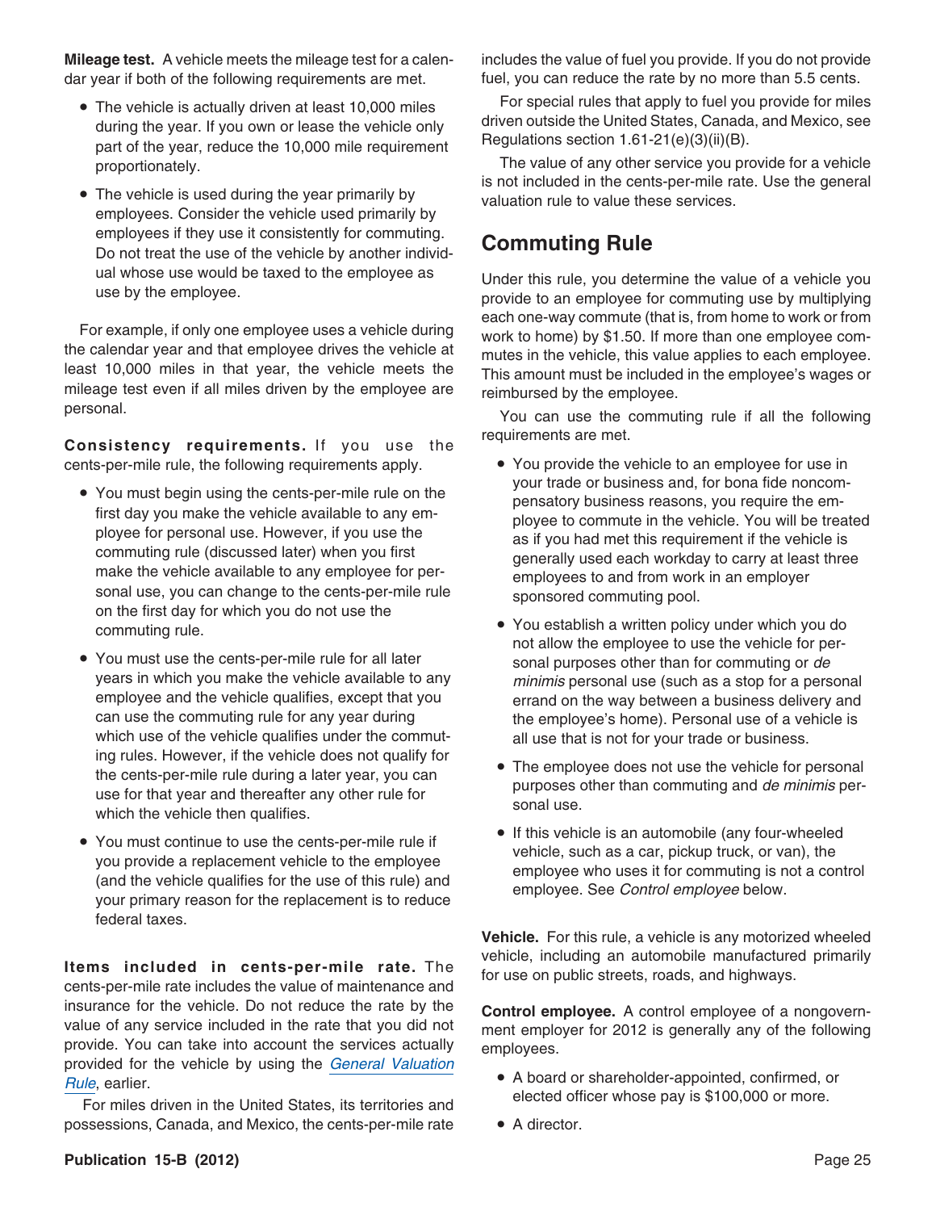**Mileage test.** A vehicle meets the mileage test for a calendar year if both of the following requirements are met.

- The vehicle is actually driven at least 10,000 miles during the year. If you own or lease the vehicle only part of the year, reduce the 10,000 mile requirement proportionately.
- The vehicle is used during the year primarily by employees. Consider the vehicle used primarily by employees if they use it consistently for commuting. Do not treat the use of the vehicle by another individual whose use would be taxed to the employee as use by the employee.

For example, if only one employee uses a vehicle during the calendar year and that employee drives the vehicle at least 10,000 miles in that year, the vehicle meets the mileage test even if all miles driven by the employee are personal.

**Consistency requirements.** If you use the cents-per-mile rule, the following requirements apply.

- You must begin using the cents-per-mile rule on the first day you make the vehicle available to any employee for personal use. However, if you use the commuting rule (discussed later) when you first make the vehicle available to any employee for personal use, you can change to the cents-per-mile rule on the first day for which you do not use the commuting rule.
- You must use the cents-per-mile rule for all later years in which you make the vehicle available to any employee and the vehicle qualifies, except that you can use the commuting rule for any year during which use of the vehicle qualifies under the commuting rules. However, if the vehicle does not qualify for the cents-per-mile rule during a later year, you can use for that year and thereafter any other rule for which the vehicle then qualifies.
- You must continue to use the cents-per-mile rule if you provide a replacement vehicle to the employee (and the vehicle qualifies for the use of this rule) and your primary reason for the replacement is to reduce federal taxes.

**Items included in cents-per-mile rate.** The cents-per-mile rate includes the value of maintenance and insurance for the vehicle. Do not reduce the rate by the value of any service included in the rate that you did not provide. You can take into account the services actually provided for the vehicle by using the *General Valuation Rule*, earlier.

For miles driven in the United States, its territories and possessions, Canada, and Mexico, the cents-per-mile rate includes the value of fuel you provide. If you do not provide fuel, you can reduce the rate by no more than 5.5 cents.

For special rules that apply to fuel you provide for miles driven outside the United States, Canada, and Mexico, see Regulations section 1.61-21(e)(3)(ii)(B).

The value of any other service you provide for a vehicle is not included in the cents-per-mile rate. Use the general valuation rule to value these services.

## Commuting Rule

Under this rule, you determine the value of a vehicle you provide to an employee for commuting use by multiplying each one-way commute (that is, from home to work or from work to home) by $1.50. If more than one employee commutes in the vehicle, this value applies to each employee. This amount must be included in the employee's wages or reimbursed by the employee.

You can use the commuting rule if all the following requirements are met.

- You provide the vehicle to an employee for use in your trade or business and, for bona fide noncompensatory business reasons, you require the employee to commute in the vehicle. You will be treated as if you had met this requirement if the vehicle is generally used each workday to carry at least three employees to and from work in an employer sponsored commuting pool.
- You establish a written policy under which you do not allow the employee to use the vehicle for personal purposes other than for commuting or *de minimis* personal use (such as a stop for a personal errand on the way between a business delivery and the employee's home). Personal use of a vehicle is all use that is not for your trade or business.
- The employee does not use the vehicle for personal purposes other than commuting and *de minimis* personal use.
- If this vehicle is an automobile (any four-wheeled vehicle, such as a car, pickup truck, or van), the employee who uses it for commuting is not a control employee. See *Control employee* below.

**Vehicle.** For this rule, a vehicle is any motorized wheeled vehicle, including an automobile manufactured primarily for use on public streets, roads, and highways.

**Control employee.** A control employee of a nongovernment employer for 2012 is generally any of the following employees.

- A board or shareholder-appointed, confirmed, or elected officer whose pay is $100,000 or more.
- A director.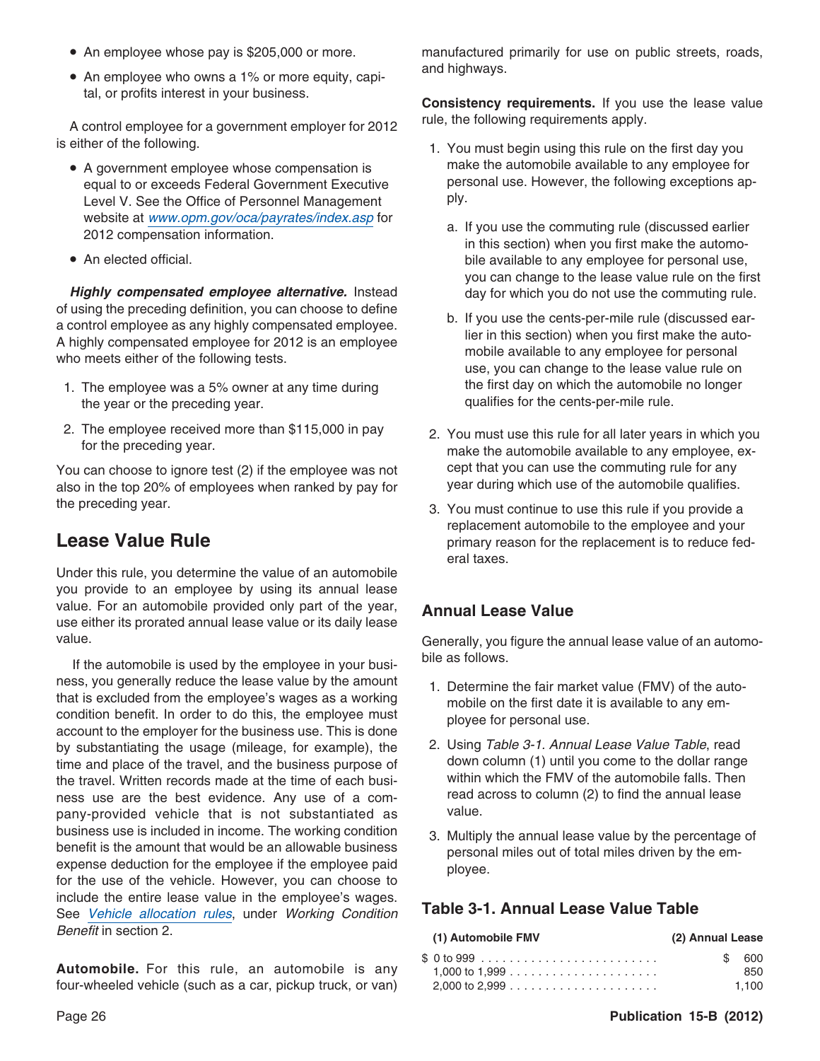- An employee whose pay is $205,000 or more.
- An employee who owns a 1% or more equity, capital, or profits interest in your business.

A control employee for a government employer for 2012 is either of the following.

- A government employee whose compensation is equal to or exceeds Federal Government Executive Level V. See the Office of Personnel Management website at www.opm.gov/oca/payrates/index.asp for 2012 compensation information.
- An elected official.

***Highly compensated employee alternative.*** Instead of using the preceding definition, you can choose to define a control employee as any highly compensated employee. A highly compensated employee for 2012 is an employee who meets either of the following tests.

1. The employee was a 5% owner at any time during the year or the preceding year.
2. The employee received more than $115,000 in pay for the preceding year.

You can choose to ignore test (2) if the employee was not also in the top 20% of employees when ranked by pay for the preceding year.

## Lease Value Rule

Under this rule, you determine the value of an automobile you provide to an employee by using its annual lease value. For an automobile provided only part of the year, use either its prorated annual lease value or its daily lease value.

If the automobile is used by the employee in your business, you generally reduce the lease value by the amount that is excluded from the employee's wages as a working condition benefit. In order to do this, the employee must account to the employer for the business use. This is done by substantiating the usage (mileage, for example), the time and place of the travel, and the business purpose of the travel. Written records made at the time of each business use are the best evidence. Any use of a company-provided vehicle that is not substantiated as business use is included in income. The working condition benefit is the amount that would be an allowable business expense deduction for the employee if the employee paid for the use of the vehicle. However, you can choose to include the entire lease value in the employee's wages. See *Vehicle allocation rules*, under *Working Condition Benefit* in section 2.

**Automobile.** For this rule, an automobile is any four-wheeled vehicle (such as a car, pickup truck, or van) manufactured primarily for use on public streets, roads, and highways.

**Consistency requirements.** If you use the lease value rule, the following requirements apply.

1. You must begin using this rule on the first day you make the automobile available to any employee for personal use. However, the following exceptions apply.
   a. If you use the commuting rule (discussed earlier in this section) when you first make the automobile available to any employee for personal use, you can change to the lease value rule on the first day for which you do not use the commuting rule.
   b. If you use the cents-per-mile rule (discussed earlier in this section) when you first make the automobile available to any employee for personal use, you can change to the lease value rule on the first day on which the automobile no longer qualifies for the cents-per-mile rule.
2. You must use this rule for all later years in which you make the automobile available to any employee, except that you can use the commuting rule for any year during which use of the automobile qualifies.
3. You must continue to use this rule if you provide a replacement automobile to the employee and your primary reason for the replacement is to reduce federal taxes.

### Annual Lease Value

Generally, you figure the annual lease value of an automobile as follows.

1. Determine the fair market value (FMV) of the automobile on the first date it is available to any employee for personal use.
2. Using *Table 3-1. Annual Lease Value Table*, read down column (1) until you come to the dollar range within which the FMV of the automobile falls. Then read across to column (2) to find the annual lease value.
3. Multiply the annual lease value by the percentage of personal miles out of total miles driven by the employee.

**Table 3-1. Annual Lease Value Table**

| (1) Automobile FMV | (2) Annual Lease |
|---|---|
| $ 0 to 999 | $ 600 |
| 1,000 to 1,999 | 850 |
| 2,000 to 2,999 | 1,100 |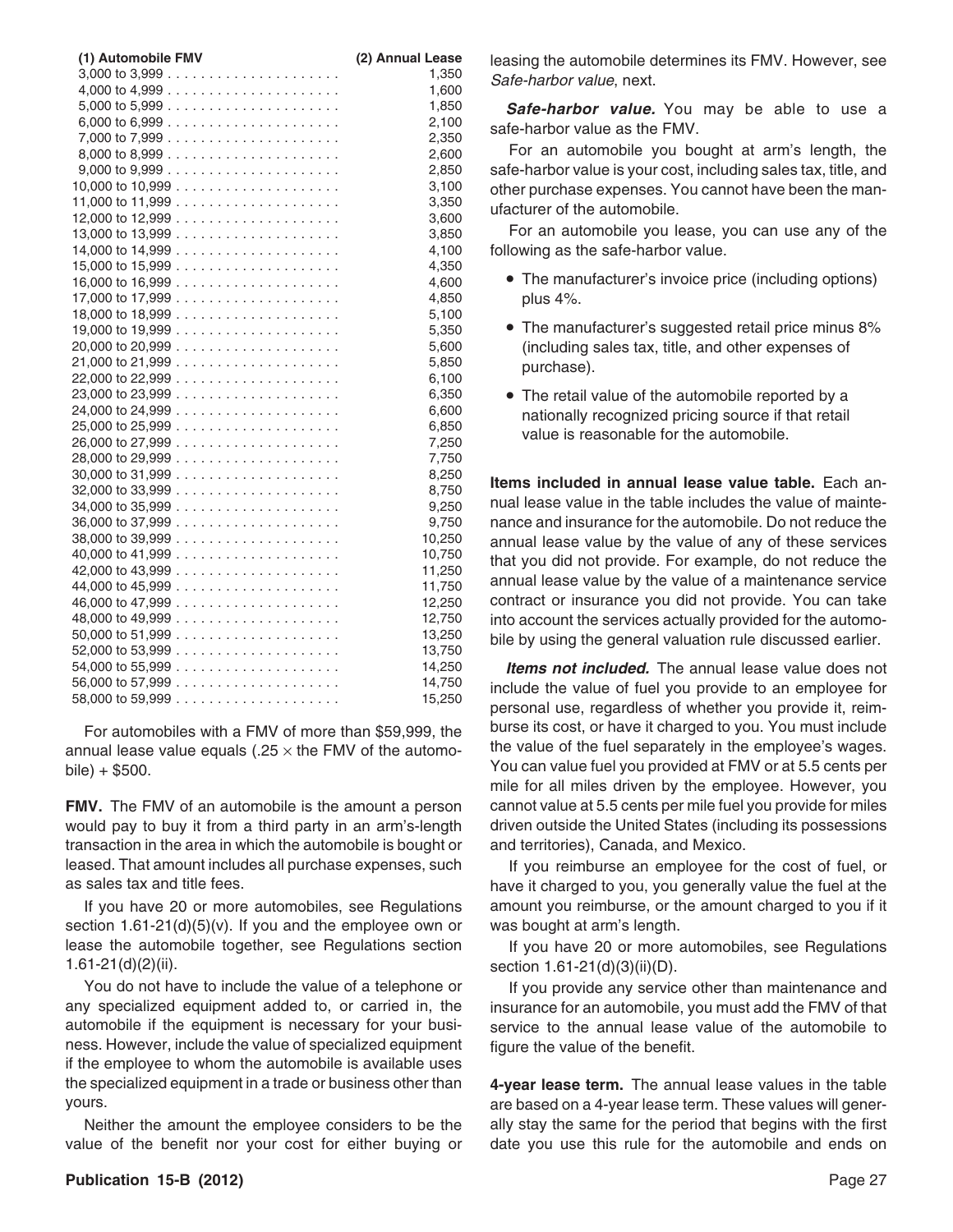| (1) Automobile FMV | (2) Annual Lease |
|---|---|
| 3,000 to 3,999 | 1,350 |
| 4,000 to 4,999 | 1,600 |
| 5,000 to 5,999 | 1,850 |
| 6,000 to 6,999 | 2,100 |
| 7,000 to 7,999 | 2,350 |
| 8,000 to 8,999 | 2,600 |
| 9,000 to 9,999 | 2,850 |
| 10,000 to 10,999 | 3,100 |
| 11,000 to 11,999 | 3,350 |
| 12,000 to 12,999 | 3,600 |
| 13,000 to 13,999 | 3,850 |
| 14,000 to 14,999 | 4,100 |
| 15,000 to 15,999 | 4,350 |
| 16,000 to 16,999 | 4,600 |
| 17,000 to 17,999 | 4,850 |
| 18,000 to 18,999 | 5,100 |
| 19,000 to 19,999 | 5,350 |
| 20,000 to 20,999 | 5,600 |
| 21,000 to 21,999 | 5,850 |
| 22,000 to 22,999 | 6,100 |
| 23,000 to 23,999 | 6,350 |
| 24,000 to 24,999 | 6,600 |
| 25,000 to 25,999 | 6,850 |
| 26,000 to 27,999 | 7,250 |
| 28,000 to 29,999 | 7,750 |
| 30,000 to 31,999 | 8,250 |
| 32,000 to 33,999 | 8,750 |
| 34,000 to 35,999 | 9,250 |
| 36,000 to 37,999 | 9,750 |
| 38,000 to 39,999 | 10,250 |
| 40,000 to 41,999 | 10,750 |
| 42,000 to 43,999 | 11,250 |
| 44,000 to 45,999 | 11,750 |
| 46,000 to 47,999 | 12,250 |
| 48,000 to 49,999 | 12,750 |
| 50,000 to 51,999 | 13,250 |
| 52,000 to 53,999 | 13,750 |
| 54,000 to 55,999 | 14,250 |
| 56,000 to 57,999 | 14,750 |
| 58,000 to 59,999 | 15,250 |

For automobiles with a FMV of more than $59,999, the annual lease value equals (.25 × the FMV of the automobile) + $500.

**FMV.** The FMV of an automobile is the amount a person would pay to buy it from a third party in an arm's-length transaction in the area in which the automobile is bought or leased. That amount includes all purchase expenses, such as sales tax and title fees.

If you have 20 or more automobiles, see Regulations section 1.61-21(d)(5)(v). If you and the employee own or lease the automobile together, see Regulations section 1.61-21(d)(2)(ii).

You do not have to include the value of a telephone or any specialized equipment added to, or carried in, the automobile if the equipment is necessary for your business. However, include the value of specialized equipment if the employee to whom the automobile is available uses the specialized equipment in a trade or business other than yours.

Neither the amount the employee considers to be the value of the benefit nor your cost for either buying or leasing the automobile determines its FMV. However, see *Safe-harbor value*, next.

***Safe-harbor value.*** You may be able to use a safe-harbor value as the FMV.

For an automobile you bought at arm's length, the safe-harbor value is your cost, including sales tax, title, and other purchase expenses. You cannot have been the manufacturer of the automobile.

For an automobile you lease, you can use any of the following as the safe-harbor value.

- The manufacturer's invoice price (including options) plus 4%.
- The manufacturer's suggested retail price minus 8% (including sales tax, title, and other expenses of purchase).
- The retail value of the automobile reported by a nationally recognized pricing source if that retail value is reasonable for the automobile.

**Items included in annual lease value table.** Each annual lease value in the table includes the value of maintenance and insurance for the automobile. Do not reduce the annual lease value by the value of any of these services that you did not provide. For example, do not reduce the annual lease value by the value of a maintenance service contract or insurance you did not provide. You can take into account the services actually provided for the automobile by using the general valuation rule discussed earlier.

***Items not included.*** The annual lease value does not include the value of fuel you provide to an employee for personal use, regardless of whether you provide it, reimburse its cost, or have it charged to you. You must include the value of the fuel separately in the employee's wages. You can value fuel you provided at FMV or at 5.5 cents per mile for all miles driven by the employee. However, you cannot value at 5.5 cents per mile fuel you provide for miles driven outside the United States (including its possessions and territories), Canada, and Mexico.

If you reimburse an employee for the cost of fuel, or have it charged to you, you generally value the fuel at the amount you reimburse, or the amount charged to you if it was bought at arm's length.

If you have 20 or more automobiles, see Regulations section 1.61-21(d)(3)(ii)(D).

If you provide any service other than maintenance and insurance for an automobile, you must add the FMV of that service to the annual lease value of the automobile to figure the value of the benefit.

**4-year lease term.** The annual lease values in the table are based on a 4-year lease term. These values will generally stay the same for the period that begins with the first date you use this rule for the automobile and ends on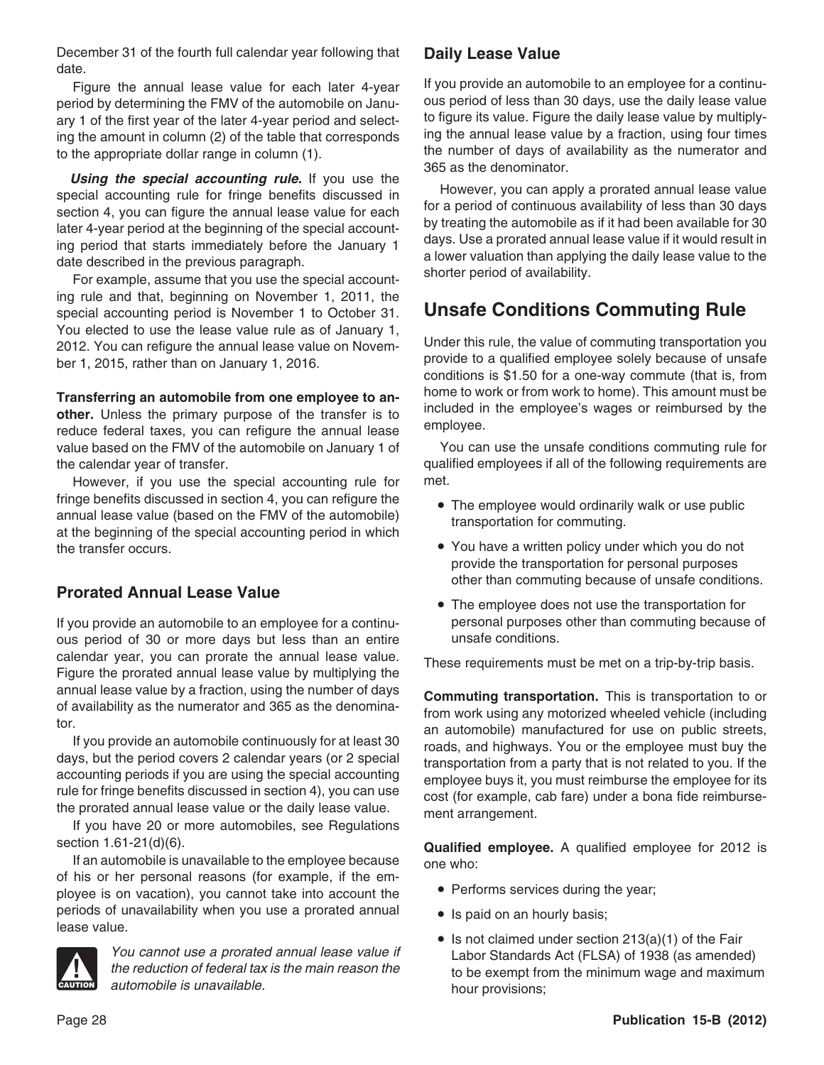December 31 of the fourth full calendar year following that date.

Figure the annual lease value for each later 4-year period by determining the FMV of the automobile on January 1 of the first year of the later 4-year period and selecting the amount in column (2) of the table that corresponds to the appropriate dollar range in column (1).

***Using the special accounting rule.*** If you use the special accounting rule for fringe benefits discussed in section 4, you can figure the annual lease value for each later 4-year period at the beginning of the special accounting period that starts immediately before the January 1 date described in the previous paragraph.

For example, assume that you use the special accounting rule and that, beginning on November 1, 2011, the special accounting period is November 1 to October 31. You elected to use the lease value rule as of January 1, 2012. You can refigure the annual lease value on November 1, 2015, rather than on January 1, 2016.

**Transferring an automobile from one employee to another.** Unless the primary purpose of the transfer is to reduce federal taxes, you can refigure the annual lease value based on the FMV of the automobile on January 1 of the calendar year of transfer.

However, if you use the special accounting rule for fringe benefits discussed in section 4, you can refigure the annual lease value (based on the FMV of the automobile) at the beginning of the special accounting period in which the transfer occurs.

### Prorated Annual Lease Value

If you provide an automobile to an employee for a continuous period of 30 or more days but less than an entire calendar year, you can prorate the annual lease value. Figure the prorated annual lease value by multiplying the annual lease value by a fraction, using the number of days of availability as the numerator and 365 as the denominator.

If you provide an automobile continuously for at least 30 days, but the period covers 2 calendar years (or 2 special accounting periods if you are using the special accounting rule for fringe benefits discussed in section 4), you can use the prorated annual lease value or the daily lease value.

If you have 20 or more automobiles, see Regulations section 1.61-21(d)(6).

If an automobile is unavailable to the employee because of his or her personal reasons (for example, if the employee is on vacation), you cannot take into account the periods of unavailability when you use a prorated annual lease value.

**CAUTION** *You cannot use a prorated annual lease value if the reduction of federal tax is the main reason the automobile is unavailable.*

### Daily Lease Value

If you provide an automobile to an employee for a continuous period of less than 30 days, use the daily lease value to figure its value. Figure the daily lease value by multiplying the annual lease value by a fraction, using four times the number of days of availability as the numerator and 365 as the denominator.

However, you can apply a prorated annual lease value for a period of continuous availability of less than 30 days by treating the automobile as if it had been available for 30 days. Use a prorated annual lease value if it would result in a lower valuation than applying the daily lease value to the shorter period of availability.

## Unsafe Conditions Commuting Rule

Under this rule, the value of commuting transportation you provide to a qualified employee solely because of unsafe conditions is $1.50 for a one-way commute (that is, from home to work or from work to home). This amount must be included in the employee's wages or reimbursed by the employee.

You can use the unsafe conditions commuting rule for qualified employees if all of the following requirements are met.

- The employee would ordinarily walk or use public transportation for commuting.
- You have a written policy under which you do not provide the transportation for personal purposes other than commuting because of unsafe conditions.
- The employee does not use the transportation for personal purposes other than commuting because of unsafe conditions.

These requirements must be met on a trip-by-trip basis.

**Commuting transportation.** This is transportation to or from work using any motorized wheeled vehicle (including an automobile) manufactured for use on public streets, roads, and highways. You or the employee must buy the transportation from a party that is not related to you. If the employee buys it, you must reimburse the employee for its cost (for example, cab fare) under a bona fide reimbursement arrangement.

**Qualified employee.** A qualified employee for 2012 is one who:

- Performs services during the year;
- Is paid on an hourly basis;
- Is not claimed under section 213(a)(1) of the Fair Labor Standards Act (FLSA) of 1938 (as amended) to be exempt from the minimum wage and maximum hour provisions;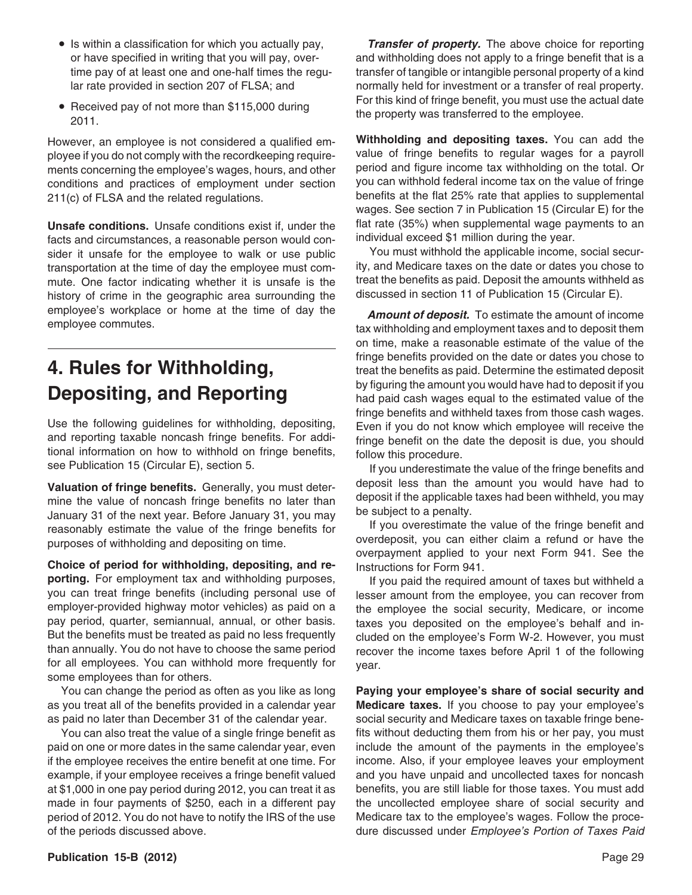- Is within a classification for which you actually pay, or have specified in writing that you will pay, overtime pay of at least one and one-half times the regular rate provided in section 207 of FLSA; and
- Received pay of not more than $115,000 during 2011.

However, an employee is not considered a qualified employee if you do not comply with the recordkeeping requirements concerning the employee's wages, hours, and other conditions and practices of employment under section 211(c) of FLSA and the related regulations.

**Unsafe conditions.** Unsafe conditions exist if, under the facts and circumstances, a reasonable person would consider it unsafe for the employee to walk or use public transportation at the time of day the employee must commute. One factor indicating whether it is unsafe is the history of crime in the geographic area surrounding the employee's workplace or home at the time of day the employee commutes.

# 4. Rules for Withholding, Depositing, and Reporting

Use the following guidelines for withholding, depositing, and reporting taxable noncash fringe benefits. For additional information on how to withhold on fringe benefits, see Publication 15 (Circular E), section 5.

**Valuation of fringe benefits.** Generally, you must determine the value of noncash fringe benefits no later than January 31 of the next year. Before January 31, you may reasonably estimate the value of the fringe benefits for purposes of withholding and depositing on time.

**Choice of period for withholding, depositing, and reporting.** For employment tax and withholding purposes, you can treat fringe benefits (including personal use of employer-provided highway motor vehicles) as paid on a pay period, quarter, semiannual, annual, or other basis. But the benefits must be treated as paid no less frequently than annually. You do not have to choose the same period for all employees. You can withhold more frequently for some employees than for others.

You can change the period as often as you like as long as you treat all of the benefits provided in a calendar year as paid no later than December 31 of the calendar year.

You can also treat the value of a single fringe benefit as paid on one or more dates in the same calendar year, even if the employee receives the entire benefit at one time. For example, if your employee receives a fringe benefit valued at $1,000 in one pay period during 2012, you can treat it as made in four payments of $250, each in a different pay period of 2012. You do not have to notify the IRS of the use of the periods discussed above.

***Transfer of property.*** The above choice for reporting and withholding does not apply to a fringe benefit that is a transfer of tangible or intangible personal property of a kind normally held for investment or a transfer of real property. For this kind of fringe benefit, you must use the actual date the property was transferred to the employee.

**Withholding and depositing taxes.** You can add the value of fringe benefits to regular wages for a payroll period and figure income tax withholding on the total. Or you can withhold federal income tax on the value of fringe benefits at the flat 25% rate that applies to supplemental wages. See section 7 in Publication 15 (Circular E) for the flat rate (35%) when supplemental wage payments to an individual exceed $1 million during the year.

You must withhold the applicable income, social security, and Medicare taxes on the date or dates you chose to treat the benefits as paid. Deposit the amounts withheld as discussed in section 11 of Publication 15 (Circular E).

***Amount of deposit.*** To estimate the amount of income tax withholding and employment taxes and to deposit them on time, make a reasonable estimate of the value of the fringe benefits provided on the date or dates you chose to treat the benefits as paid. Determine the estimated deposit by figuring the amount you would have had to deposit if you had paid cash wages equal to the estimated value of the fringe benefits and withheld taxes from those cash wages. Even if you do not know which employee will receive the fringe benefit on the date the deposit is due, you should follow this procedure.

If you underestimate the value of the fringe benefits and deposit less than the amount you would have had to deposit if the applicable taxes had been withheld, you may be subject to a penalty.

If you overestimate the value of the fringe benefit and overdeposit, you can either claim a refund or have the overpayment applied to your next Form 941. See the Instructions for Form 941.

If you paid the required amount of taxes but withheld a lesser amount from the employee, you can recover from the employee the social security, Medicare, or income taxes you deposited on the employee's behalf and included on the employee's Form W-2. However, you must recover the income taxes before April 1 of the following year.

**Paying your employee's share of social security and Medicare taxes.** If you choose to pay your employee's social security and Medicare taxes on taxable fringe benefits without deducting them from his or her pay, you must include the amount of the payments in the employee's income. Also, if your employee leaves your employment and you have unpaid and uncollected taxes for noncash benefits, you are still liable for those taxes. You must add the uncollected employee share of social security and Medicare tax to the employee's wages. Follow the procedure discussed under *Employee's Portion of Taxes Paid*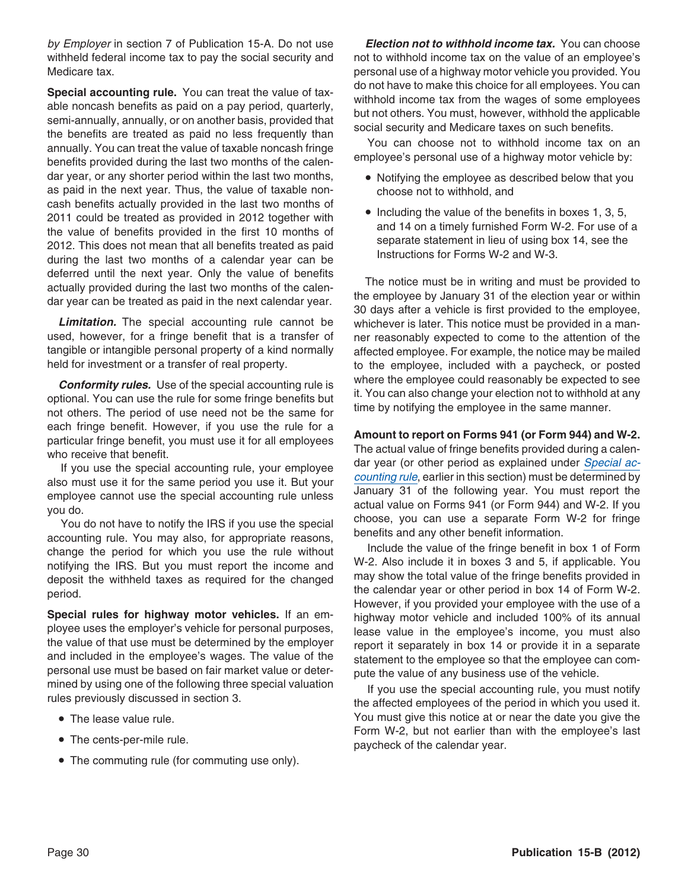*by Employer* in section 7 of Publication 15-A. Do not use withheld federal income tax to pay the social security and Medicare tax.

**Special accounting rule.** You can treat the value of taxable noncash benefits as paid on a pay period, quarterly, semi-annually, annually, or on another basis, provided that the benefits are treated as paid no less frequently than annually. You can treat the value of taxable noncash fringe benefits provided during the last two months of the calendar year, or any shorter period within the last two months, as paid in the next year. Thus, the value of taxable noncash benefits actually provided in the last two months of 2011 could be treated as provided in 2012 together with the value of benefits provided in the first 10 months of 2012. This does not mean that all benefits treated as paid during the last two months of a calendar year can be deferred until the next year. Only the value of benefits actually provided during the last two months of the calendar year can be treated as paid in the next calendar year.

***Limitation.*** The special accounting rule cannot be used, however, for a fringe benefit that is a transfer of tangible or intangible personal property of a kind normally held for investment or a transfer of real property.

***Conformity rules.*** Use of the special accounting rule is optional. You can use the rule for some fringe benefits but not others. The period of use need not be the same for each fringe benefit. However, if you use the rule for a particular fringe benefit, you must use it for all employees who receive that benefit.

If you use the special accounting rule, your employee also must use it for the same period you use it. But your employee cannot use the special accounting rule unless you do.

You do not have to notify the IRS if you use the special accounting rule. You may also, for appropriate reasons, change the period for which you use the rule without notifying the IRS. But you must report the income and deposit the withheld taxes as required for the changed period.

**Special rules for highway motor vehicles.** If an employee uses the employer's vehicle for personal purposes, the value of that use must be determined by the employer and included in the employee's wages. The value of the personal use must be based on fair market value or determined by using one of the following three special valuation rules previously discussed in section 3.

- The lease value rule.
- The cents-per-mile rule.
- The commuting rule (for commuting use only).

***Election not to withhold income tax.*** You can choose not to withhold income tax on the value of an employee's personal use of a highway motor vehicle you provided. You do not have to make this choice for all employees. You can withhold income tax from the wages of some employees but not others. You must, however, withhold the applicable social security and Medicare taxes on such benefits.

You can choose not to withhold income tax on an employee's personal use of a highway motor vehicle by:

- Notifying the employee as described below that you choose not to withhold, and
- Including the value of the benefits in boxes 1, 3, 5, and 14 on a timely furnished Form W-2. For use of a separate statement in lieu of using box 14, see the Instructions for Forms W-2 and W-3.

The notice must be in writing and must be provided to the employee by January 31 of the election year or within 30 days after a vehicle is first provided to the employee, whichever is later. This notice must be provided in a manner reasonably expected to come to the attention of the affected employee. For example, the notice may be mailed to the employee, included with a paycheck, or posted where the employee could reasonably be expected to see it. You can also change your election not to withhold at any time by notifying the employee in the same manner.

**Amount to report on Forms 941 (or Form 944) and W-2.** The actual value of fringe benefits provided during a calendar year (or other period as explained under *Special accounting rule*, earlier in this section) must be determined by January 31 of the following year. You must report the actual value on Forms 941 (or Form 944) and W-2. If you choose, you can use a separate Form W-2 for fringe benefits and any other benefit information.

Include the value of the fringe benefit in box 1 of Form W-2. Also include it in boxes 3 and 5, if applicable. You may show the total value of the fringe benefits provided in the calendar year or other period in box 14 of Form W-2. However, if you provided your employee with the use of a highway motor vehicle and included 100% of its annual lease value in the employee's income, you must also report it separately in box 14 or provide it in a separate statement to the employee so that the employee can compute the value of any business use of the vehicle.

If you use the special accounting rule, you must notify the affected employees of the period in which you used it. You must give this notice at or near the date you give the Form W-2, but not earlier than with the employee's last paycheck of the calendar year.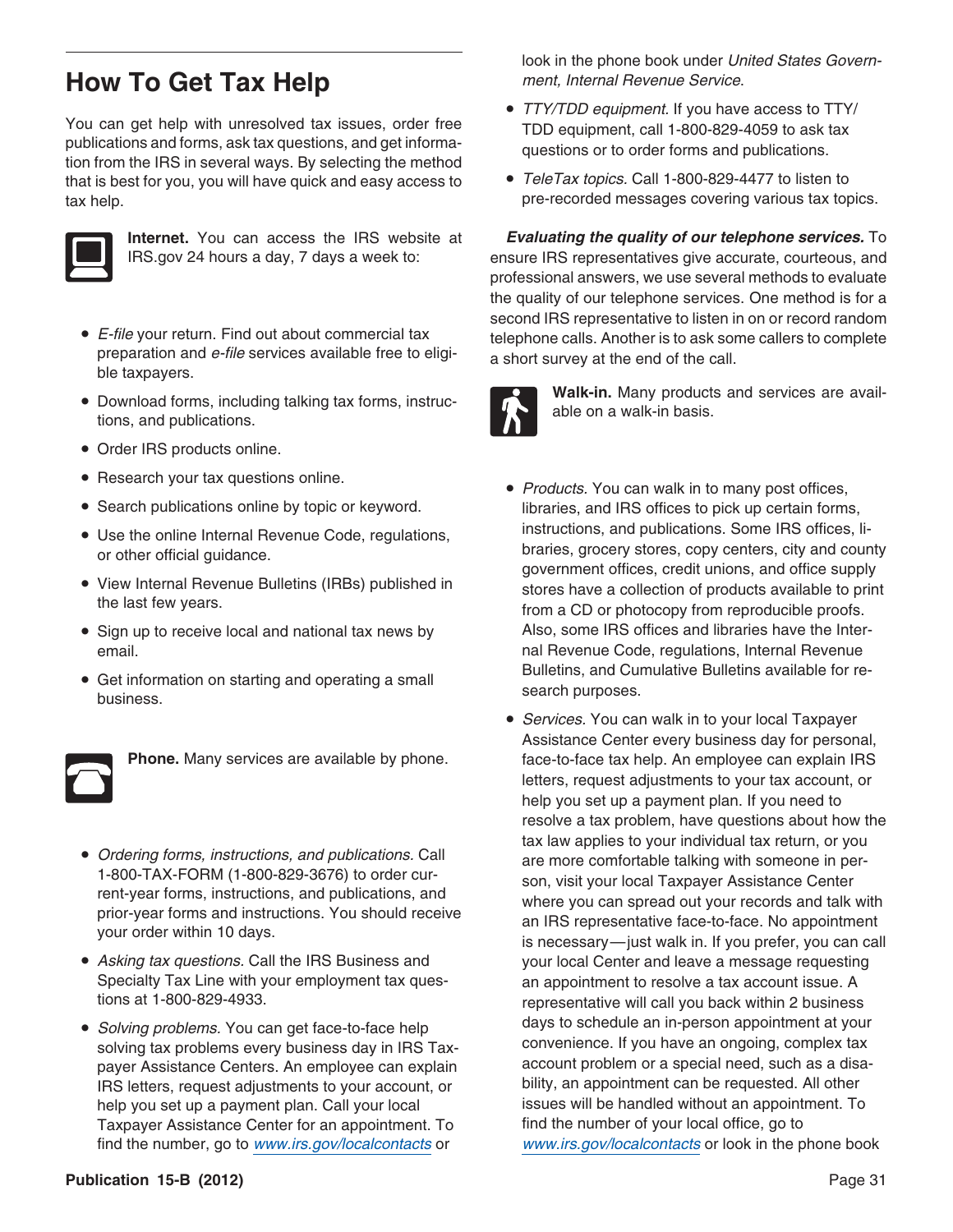# How To Get Tax Help

You can get help with unresolved tax issues, order free publications and forms, ask tax questions, and get information from the IRS in several ways. By selecting the method that is best for you, you will have quick and easy access to tax help.

**Internet.** You can access the IRS website at IRS.gov 24 hours a day, 7 days a week to:

- *E-file* your return. Find out about commercial tax preparation and *e-file* services available free to eligible taxpayers.
- Download forms, including talking tax forms, instructions, and publications.
- Order IRS products online.
- Research your tax questions online.
- Search publications online by topic or keyword.
- Use the online Internal Revenue Code, regulations, or other official guidance.
- View Internal Revenue Bulletins (IRBs) published in the last few years.
- Sign up to receive local and national tax news by email.
- Get information on starting and operating a small business.

**Phone.** Many services are available by phone.

- *Ordering forms, instructions, and publications.* Call 1-800-TAX-FORM (1-800-829-3676) to order current-year forms, instructions, and publications, and prior-year forms and instructions. You should receive your order within 10 days.
- *Asking tax questions.* Call the IRS Business and Specialty Tax Line with your employment tax questions at 1-800-829-4933.
- *Solving problems.* You can get face-to-face help solving tax problems every business day in IRS Taxpayer Assistance Centers. An employee can explain IRS letters, request adjustments to your account, or help you set up a payment plan. Call your local Taxpayer Assistance Center for an appointment. To find the number, go to www.irs.gov/localcontacts or look in the phone book under *United States Government, Internal Revenue Service*.
- *TTY/TDD equipment.* If you have access to TTY/TDD equipment, call 1-800-829-4059 to ask tax questions or to order forms and publications.
- *TeleTax topics.* Call 1-800-829-4477 to listen to pre-recorded messages covering various tax topics.

***Evaluating the quality of our telephone services.*** To ensure IRS representatives give accurate, courteous, and professional answers, we use several methods to evaluate the quality of our telephone services. One method is for a second IRS representative to listen in on or record random telephone calls. Another is to ask some callers to complete a short survey at the end of the call.

**Walk-in.** Many products and services are available on a walk-in basis.

- *Products.* You can walk in to many post offices, libraries, and IRS offices to pick up certain forms, instructions, and publications. Some IRS offices, libraries, grocery stores, copy centers, city and county government offices, credit unions, and office supply stores have a collection of products available to print from a CD or photocopy from reproducible proofs. Also, some IRS offices and libraries have the Internal Revenue Code, regulations, Internal Revenue Bulletins, and Cumulative Bulletins available for research purposes.
- *Services.* You can walk in to your local Taxpayer Assistance Center every business day for personal, face-to-face tax help. An employee can explain IRS letters, request adjustments to your tax account, or help you set up a payment plan. If you need to resolve a tax problem, have questions about how the tax law applies to your individual tax return, or you are more comfortable talking with someone in person, visit your local Taxpayer Assistance Center where you can spread out your records and talk with an IRS representative face-to-face. No appointment is necessary—just walk in. If you prefer, you can call your local Center and leave a message requesting an appointment to resolve a tax account issue. A representative will call you back within 2 business days to schedule an in-person appointment at your convenience. If you have an ongoing, complex tax account problem or a special need, such as a disability, an appointment can be requested. All other issues will be handled without an appointment. To find the number of your local office, go to www.irs.gov/localcontacts or look in the phone book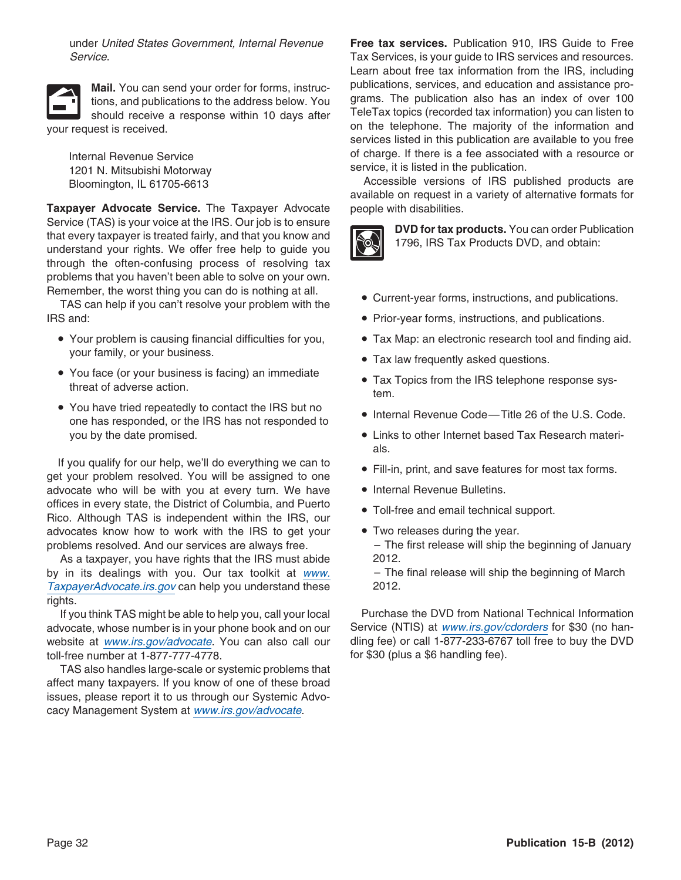under *United States Government, Internal Revenue Service*.

**Mail.** You can send your order for forms, instructions, and publications to the address below. You should receive a response within 10 days after your request is received.

Internal Revenue Service
1201 N. Mitsubishi Motorway
Bloomington, IL 61705-6613

**Taxpayer Advocate Service.** The Taxpayer Advocate Service (TAS) is your voice at the IRS. Our job is to ensure that every taxpayer is treated fairly, and that you know and understand your rights. We offer free help to guide you through the often-confusing process of resolving tax problems that you haven't been able to solve on your own. Remember, the worst thing you can do is nothing at all.

TAS can help if you can't resolve your problem with the IRS and:

- Your problem is causing financial difficulties for you, your family, or your business.
- You face (or your business is facing) an immediate threat of adverse action.
- You have tried repeatedly to contact the IRS but no one has responded, or the IRS has not responded to you by the date promised.

If you qualify for our help, we'll do everything we can to get your problem resolved. You will be assigned to one advocate who will be with you at every turn. We have offices in every state, the District of Columbia, and Puerto Rico. Although TAS is independent within the IRS, our advocates know how to work with the IRS to get your problems resolved. And our services are always free.

As a taxpayer, you have rights that the IRS must abide by in its dealings with you. Our tax toolkit at *www.TaxpayerAdvocate.irs.gov* can help you understand these rights.

If you think TAS might be able to help you, call your local advocate, whose number is in your phone book and on our website at *www.irs.gov/advocate*. You can also call our toll-free number at 1-877-777-4778.

TAS also handles large-scale or systemic problems that affect many taxpayers. If you know of one of these broad issues, please report it to us through our Systemic Advocacy Management System at *www.irs.gov/advocate*.

**Free tax services.** Publication 910, IRS Guide to Free Tax Services, is your guide to IRS services and resources. Learn about free tax information from the IRS, including publications, services, and education and assistance programs. The publication also has an index of over 100 TeleTax topics (recorded tax information) you can listen to on the telephone. The majority of the information and services listed in this publication are available to you free of charge. If there is a fee associated with a resource or service, it is listed in the publication.

Accessible versions of IRS published products are available on request in a variety of alternative formats for people with disabilities.

**DVD for tax products.** You can order Publication 1796, IRS Tax Products DVD, and obtain:

- Current-year forms, instructions, and publications.
- Prior-year forms, instructions, and publications.
- Tax Map: an electronic research tool and finding aid.
- Tax law frequently asked questions.
- Tax Topics from the IRS telephone response system.
- Internal Revenue Code—Title 26 of the U.S. Code.
- Links to other Internet based Tax Research materials.
- Fill-in, print, and save features for most tax forms.
- Internal Revenue Bulletins.
- Toll-free and email technical support.
- Two releases during the year.
  – The first release will ship the beginning of January 2012.
  – The final release will ship the beginning of March 2012.

Purchase the DVD from National Technical Information Service (NTIS) at *www.irs.gov/cdorders* for $30 (no handling fee) or call 1-877-233-6767 toll free to buy the DVD for $30 (plus a $6 handling fee).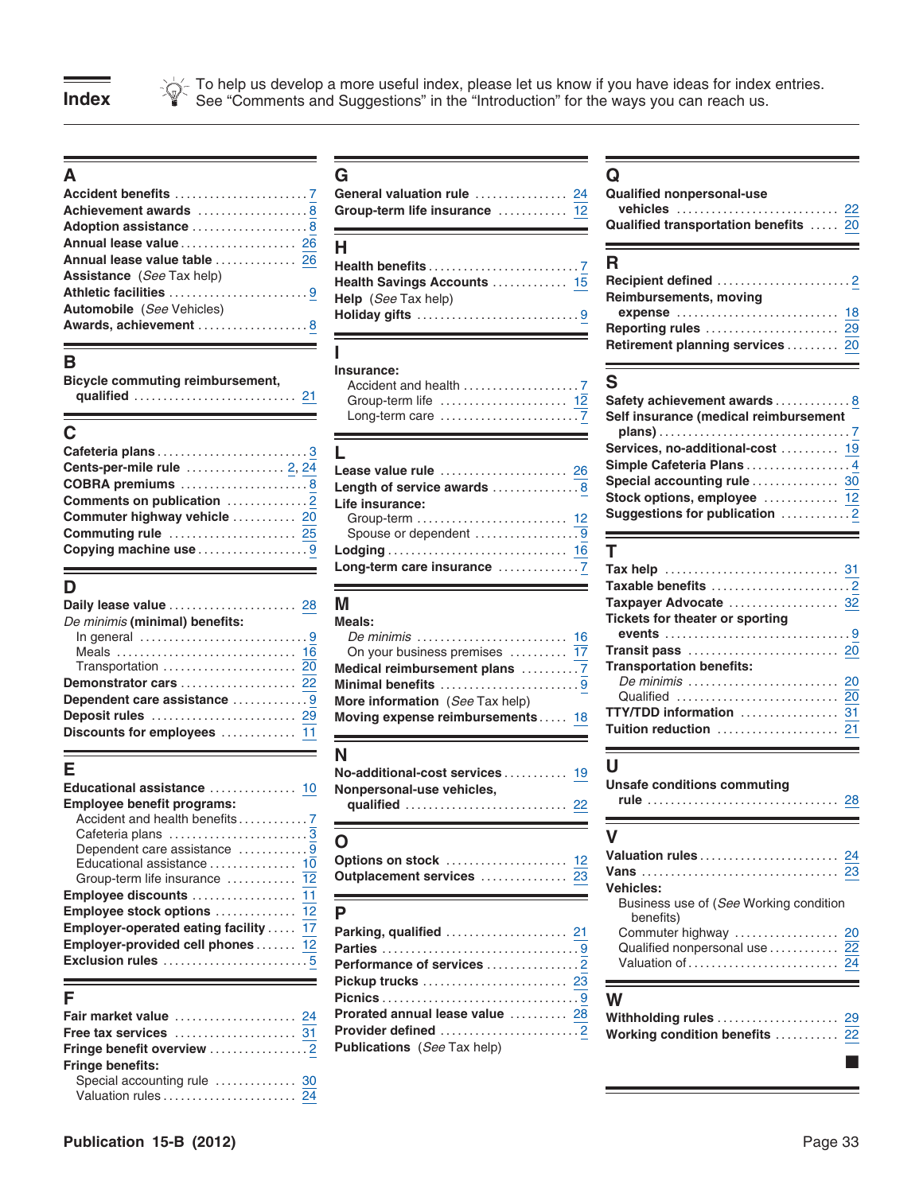# Index

To help us develop a more useful index, please let us know if you have ideas for index entries. See "Comments and Suggestions" in the "Introduction" for the ways you can reach us.

## A

**Accident benefits** . . . 7
**Achievement awards** . . . 8
**Adoption assistance** . . . 8
**Annual lease value** . . . 26
**Annual lease value table** . . . 26
**Assistance** (*See* Tax help)
**Athletic facilities** . . . 9
**Automobile** (*See* Vehicles)
**Awards, achievement** . . . 8

## B

**Bicycle commuting reimbursement, qualified** . . . 21

## C

**Cafeteria plans** . . . 3
**Cents-per-mile rule** . . . 2, 24
**COBRA premiums** . . . 8
**Comments on publication** . . . 2
**Commuter highway vehicle** . . . 20
**Commuting rule** . . . 25
**Copying machine use** . . . 9

## D

**Daily lease value** . . . 28
*De minimis* **(minimal) benefits:**
- In general . . . 9
- Meals . . . 16
- Transportation . . . 20

**Demonstrator cars** . . . 22
**Dependent care assistance** . . . 9
**Deposit rules** . . . 29
**Discounts for employees** . . . 11

## E

**Educational assistance** . . . 10
**Employee benefit programs:**
- Accident and health benefits . . . 7
- Cafeteria plans . . . 3
- Dependent care assistance . . . 9
- Educational assistance . . . 10
- Group-term life insurance . . . 12

**Employee discounts** . . . 11
**Employee stock options** . . . 12
**Employer-operated eating facility** . . . 17
**Employer-provided cell phones** . . . 12
**Exclusion rules** . . . 5

## F

**Fair market value** . . . 24
**Free tax services** . . . 31
**Fringe benefit overview** . . . 2
**Fringe benefits:**
- Special accounting rule . . . 30
- Valuation rules . . . 24

## G

**General valuation rule** . . . 24
**Group-term life insurance** . . . 12

## H

**Health benefits** . . . 7
**Health Savings Accounts** . . . 15
**Help** (*See* Tax help)
**Holiday gifts** . . . 9

## I

**Insurance:**
- Accident and health . . . 7
- Group-term life . . . 12
- Long-term care . . . 7

## L

**Lease value rule** . . . 26
**Length of service awards** . . . 8
**Life insurance:**
- Group-term . . . 12
- Spouse or dependent . . . 9

**Lodging** . . . 16
**Long-term care insurance** . . . 7

## M

**Meals:**
- *De minimis* . . . 16
- On your business premises . . . 17

**Medical reimbursement plans** . . . 7
**Minimal benefits** . . . 9
**More information** (*See* Tax help)
**Moving expense reimbursements** . . . 18

## N

**No-additional-cost services** . . . 19
**Nonpersonal-use vehicles, qualified** . . . 22

## O

**Options on stock** . . . 12
**Outplacement services** . . . 23

## P

**Parking, qualified** . . . 21
**Parties** . . . 9
**Performance of services** . . . 2
**Pickup trucks** . . . 23
**Picnics** . . . 9
**Prorated annual lease value** . . . 28
**Provider defined** . . . 2
**Publications** (*See* Tax help)

## Q

**Qualified nonpersonal-use vehicles** . . . 22
**Qualified transportation benefits** . . . 20

## R

**Recipient defined** . . . 2
**Reimbursements, moving expense** . . . 18
**Reporting rules** . . . 29
**Retirement planning services** . . . 20

## S

**Safety achievement awards** . . . 8
**Self insurance (medical reimbursement plans)** . . . 7
**Services, no-additional-cost** . . . 19
**Simple Cafeteria Plans** . . . 4
**Special accounting rule** . . . 30
**Stock options, employee** . . . 12
**Suggestions for publication** . . . 2

## T

**Tax help** . . . 31
**Taxable benefits** . . . 2
**Taxpayer Advocate** . . . 32
**Tickets for theater or sporting events** . . . 9
**Transit pass** . . . 20
**Transportation benefits:**
- *De minimis* . . . 20
- Qualified . . . 20

**TTY/TDD information** . . . 31
**Tuition reduction** . . . 21

## U

**Unsafe conditions commuting rule** . . . 28

## V

**Valuation rules** . . . 24
**Vans** . . . 23
**Vehicles:**
- Business use of (*See* Working condition benefits)
- Commuter highway . . . 20
- Qualified nonpersonal use . . . 22
- Valuation of . . . 24

## W

**Withholding rules** . . . 29
**Working condition benefits** . . . 22

■